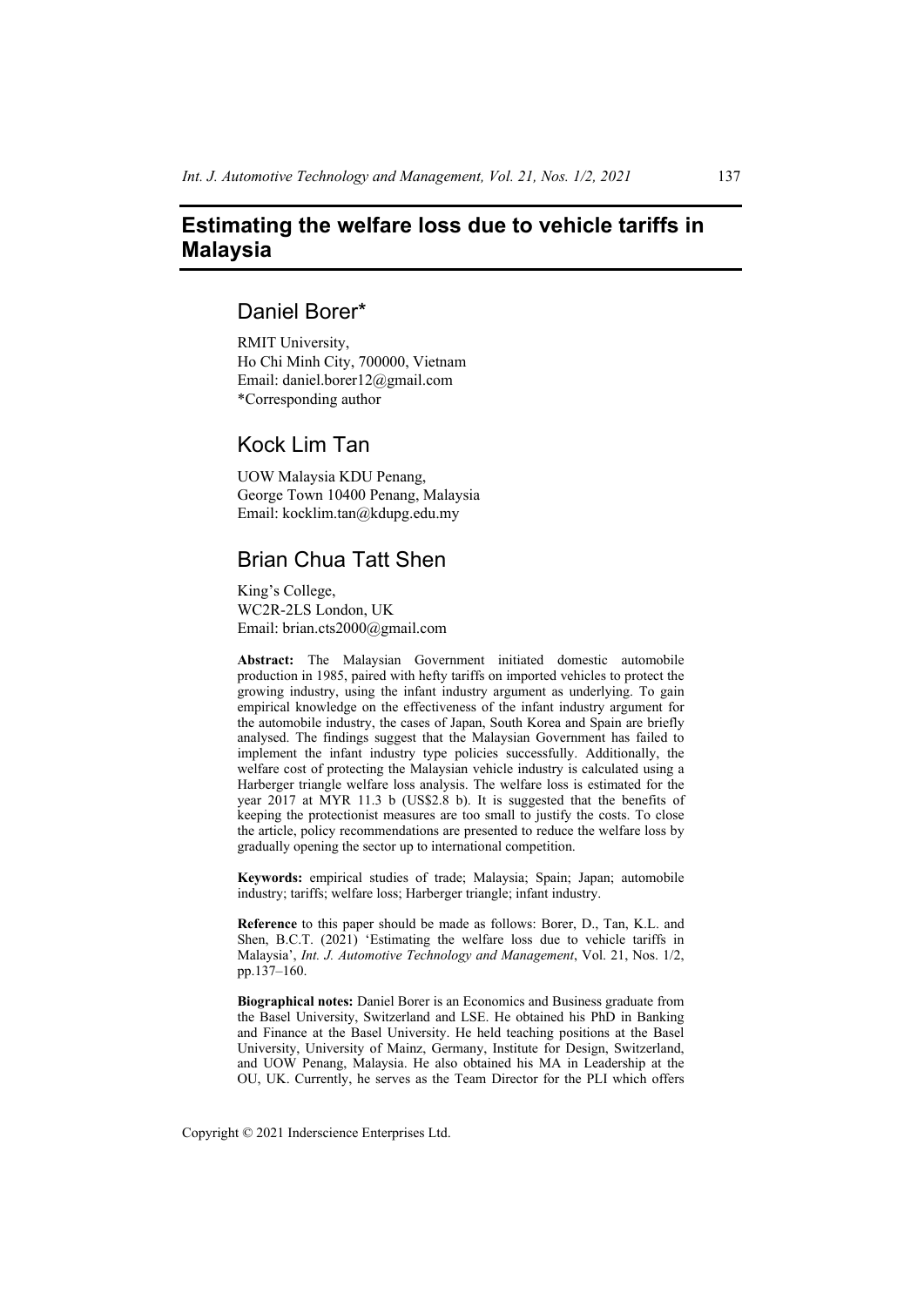# Estimating the welfare loss due to vehicle tariffs in Malaysia

## Daniel Borer*

RMIT University,
Ho Chi Minh City, 700000, Vietnam
Email: daniel.borer12@gmail.com
*Corresponding author

## Kock Lim Tan

UOW Malaysia KDU Penang,
George Town 10400 Penang, Malaysia
Email: kocklim.tan@kdupg.edu.my

## Brian Chua Tatt Shen

King's College,
WC2R-2LS London, UK
Email: brian.cts2000@gmail.com

**Abstract:** The Malaysian Government initiated domestic automobile production in 1985, paired with hefty tariffs on imported vehicles to protect the growing industry, using the infant industry argument as underlying. To gain empirical knowledge on the effectiveness of the infant industry argument for the automobile industry, the cases of Japan, South Korea and Spain are briefly analysed. The findings suggest that the Malaysian Government has failed to implement the infant industry type policies successfully. Additionally, the welfare cost of protecting the Malaysian vehicle industry is calculated using a Harberger triangle welfare loss analysis. The welfare loss is estimated for the year 2017 at MYR 11.3 b (US$2.8 b). It is suggested that the benefits of keeping the protectionist measures are too small to justify the costs. To close the article, policy recommendations are presented to reduce the welfare loss by gradually opening the sector up to international competition.

**Keywords:** empirical studies of trade; Malaysia; Spain; Japan; automobile industry; tariffs; welfare loss; Harberger triangle; infant industry.

**Reference** to this paper should be made as follows: Borer, D., Tan, K.L. and Shen, B.C.T. (2021) 'Estimating the welfare loss due to vehicle tariffs in Malaysia', *Int. J. Automotive Technology and Management*, Vol. 21, Nos. 1/2, pp.137–160.

**Biographical notes:** Daniel Borer is an Economics and Business graduate from the Basel University, Switzerland and LSE. He obtained his PhD in Banking and Finance at the Basel University. He held teaching positions at the Basel University, University of Mainz, Germany, Institute for Design, Switzerland, and UOW Penang, Malaysia. He also obtained his MA in Leadership at the OU, UK. Currently, he serves as the Team Director for the PLI which offers

Copyright © 2021 Inderscience Enterprises Ltd.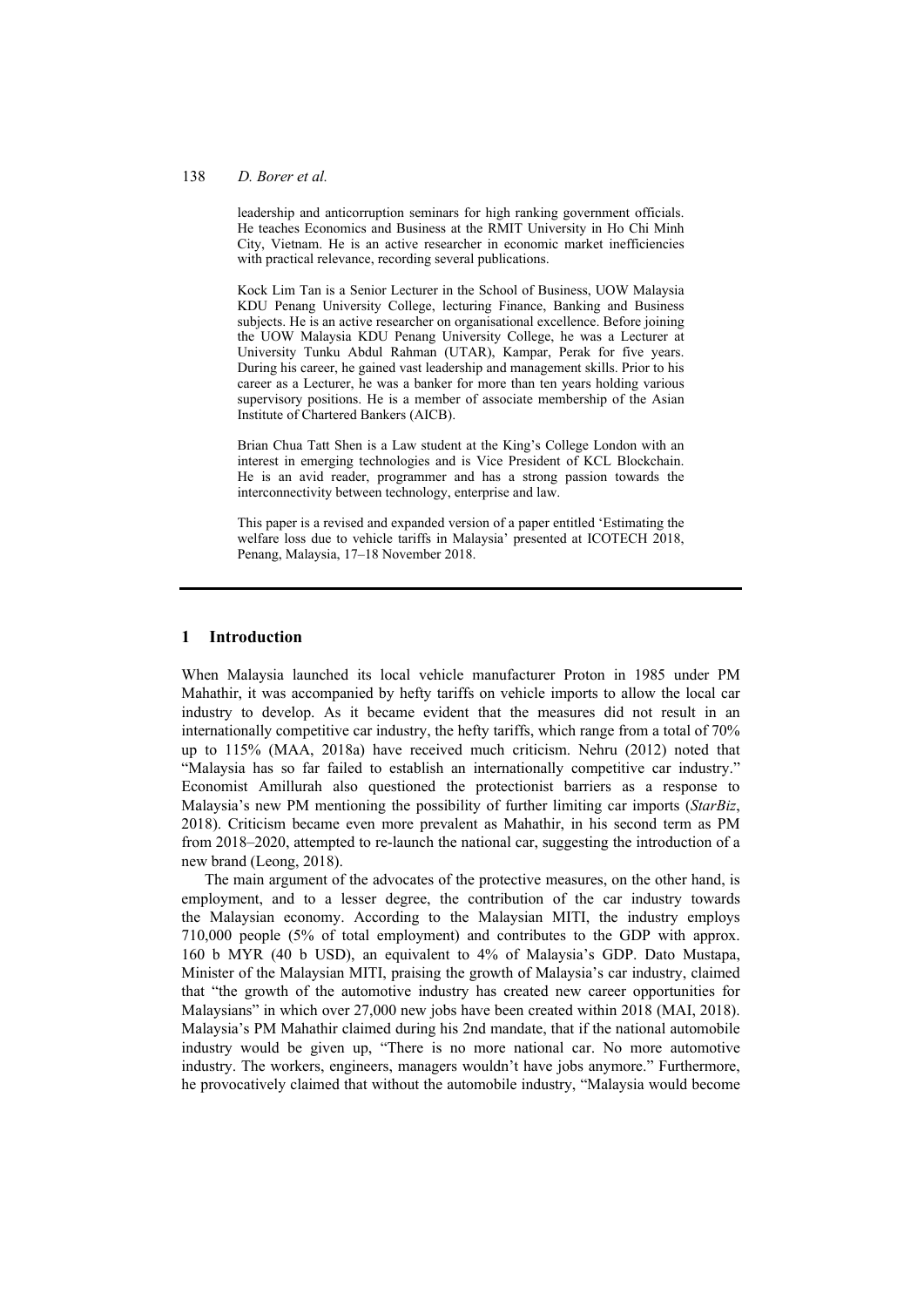leadership and anticorruption seminars for high ranking government officials. He teaches Economics and Business at the RMIT University in Ho Chi Minh City, Vietnam. He is an active researcher in economic market inefficiencies with practical relevance, recording several publications.

Kock Lim Tan is a Senior Lecturer in the School of Business, UOW Malaysia KDU Penang University College, lecturing Finance, Banking and Business subjects. He is an active researcher on organisational excellence. Before joining the UOW Malaysia KDU Penang University College, he was a Lecturer at University Tunku Abdul Rahman (UTAR), Kampar, Perak for five years. During his career, he gained vast leadership and management skills. Prior to his career as a Lecturer, he was a banker for more than ten years holding various supervisory positions. He is a member of associate membership of the Asian Institute of Chartered Bankers (AICB).

Brian Chua Tatt Shen is a Law student at the King's College London with an interest in emerging technologies and is Vice President of KCL Blockchain. He is an avid reader, programmer and has a strong passion towards the interconnectivity between technology, enterprise and law.

This paper is a revised and expanded version of a paper entitled 'Estimating the welfare loss due to vehicle tariffs in Malaysia' presented at ICOTECH 2018, Penang, Malaysia, 17–18 November 2018.

## 1 Introduction

When Malaysia launched its local vehicle manufacturer Proton in 1985 under PM Mahathir, it was accompanied by hefty tariffs on vehicle imports to allow the local car industry to develop. As it became evident that the measures did not result in an internationally competitive car industry, the hefty tariffs, which range from a total of 70% up to 115% (MAA, 2018a) have received much criticism. Nehru (2012) noted that "Malaysia has so far failed to establish an internationally competitive car industry." Economist Amillurah also questioned the protectionist barriers as a response to Malaysia's new PM mentioning the possibility of further limiting car imports (*StarBiz*, 2018). Criticism became even more prevalent as Mahathir, in his second term as PM from 2018–2020, attempted to re-launch the national car, suggesting the introduction of a new brand (Leong, 2018).

The main argument of the advocates of the protective measures, on the other hand, is employment, and to a lesser degree, the contribution of the car industry towards the Malaysian economy. According to the Malaysian MITI, the industry employs 710,000 people (5% of total employment) and contributes to the GDP with approx. 160 b MYR (40 b USD), an equivalent to 4% of Malaysia's GDP. Dato Mustapa, Minister of the Malaysian MITI, praising the growth of Malaysia's car industry, claimed that "the growth of the automotive industry has created new career opportunities for Malaysians" in which over 27,000 new jobs have been created within 2018 (MAI, 2018). Malaysia's PM Mahathir claimed during his 2nd mandate, that if the national automobile industry would be given up, "There is no more national car. No more automotive industry. The workers, engineers, managers wouldn't have jobs anymore." Furthermore, he provocatively claimed that without the automobile industry, "Malaysia would become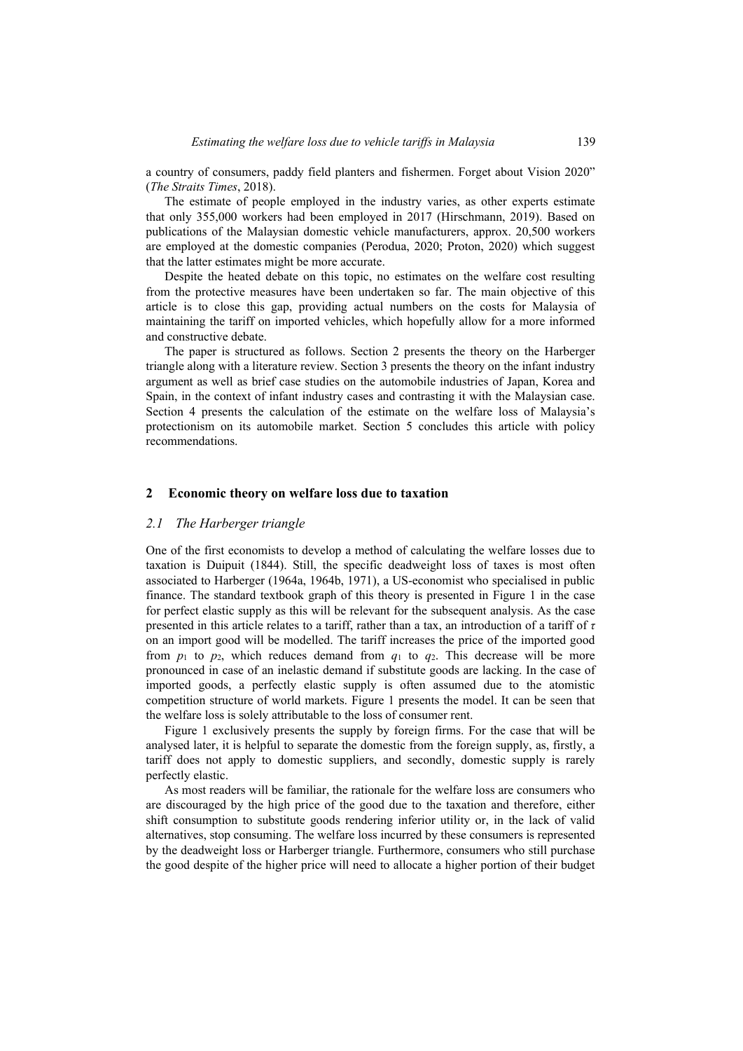a country of consumers, paddy field planters and fishermen. Forget about Vision 2020" (*The Straits Times*, 2018).

The estimate of people employed in the industry varies, as other experts estimate that only 355,000 workers had been employed in 2017 (Hirschmann, 2019). Based on publications of the Malaysian domestic vehicle manufacturers, approx. 20,500 workers are employed at the domestic companies (Perodua, 2020; Proton, 2020) which suggest that the latter estimates might be more accurate.

Despite the heated debate on this topic, no estimates on the welfare cost resulting from the protective measures have been undertaken so far. The main objective of this article is to close this gap, providing actual numbers on the costs for Malaysia of maintaining the tariff on imported vehicles, which hopefully allow for a more informed and constructive debate.

The paper is structured as follows. Section 2 presents the theory on the Harberger triangle along with a literature review. Section 3 presents the theory on the infant industry argument as well as brief case studies on the automobile industries of Japan, Korea and Spain, in the context of infant industry cases and contrasting it with the Malaysian case. Section 4 presents the calculation of the estimate on the welfare loss of Malaysia's protectionism on its automobile market. Section 5 concludes this article with policy recommendations.

## 2 Economic theory on welfare loss due to taxation

### *2.1 The Harberger triangle*

One of the first economists to develop a method of calculating the welfare losses due to taxation is Duipuit (1844). Still, the specific deadweight loss of taxes is most often associated to Harberger (1964a, 1964b, 1971), a US-economist who specialised in public finance. The standard textbook graph of this theory is presented in Figure 1 in the case for perfect elastic supply as this will be relevant for the subsequent analysis. As the case presented in this article relates to a tariff, rather than a tax, an introduction of a tariff of $\tau$ on an import good will be modelled. The tariff increases the price of the imported good from $p_1$ to $p_2$, which reduces demand from $q_1$ to $q_2$. This decrease will be more pronounced in case of an inelastic demand if substitute goods are lacking. In the case of imported goods, a perfectly elastic supply is often assumed due to the atomistic competition structure of world markets. Figure 1 presents the model. It can be seen that the welfare loss is solely attributable to the loss of consumer rent.

Figure 1 exclusively presents the supply by foreign firms. For the case that will be analysed later, it is helpful to separate the domestic from the foreign supply, as, firstly, a tariff does not apply to domestic suppliers, and secondly, domestic supply is rarely perfectly elastic.

As most readers will be familiar, the rationale for the welfare loss are consumers who are discouraged by the high price of the good due to the taxation and therefore, either shift consumption to substitute goods rendering inferior utility or, in the lack of valid alternatives, stop consuming. The welfare loss incurred by these consumers is represented by the deadweight loss or Harberger triangle. Furthermore, consumers who still purchase the good despite of the higher price will need to allocate a higher portion of their budget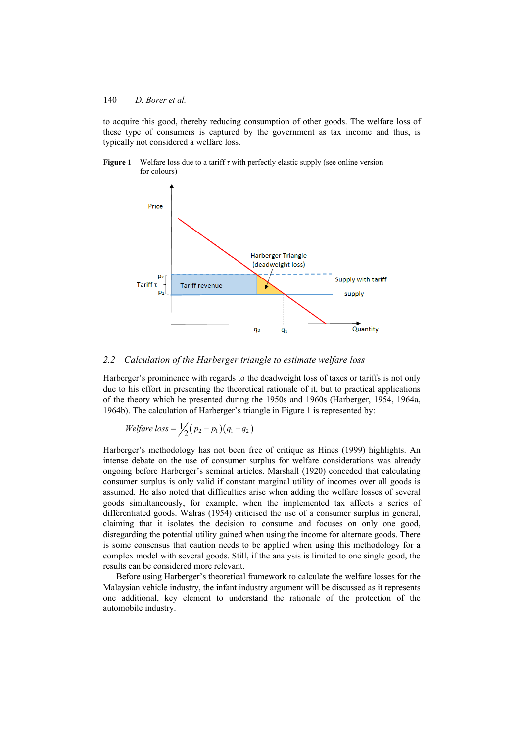to acquire this good, thereby reducing consumption of other goods. The welfare loss of these type of consumers is captured by the government as tax income and thus, is typically not considered a welfare loss.

**Figure 1** Welfare loss due to a tariff $\tau$ with perfectly elastic supply (see online version for colours)

## 2.2 Calculation of the Harberger triangle to estimate welfare loss

Harberger's prominence with regards to the deadweight loss of taxes or tariffs is not only due to his effort in presenting the theoretical rationale of it, but to practical applications of the theory which he presented during the 1950s and 1960s (Harberger, 1954, 1964a, 1964b). The calculation of Harberger's triangle in Figure 1 is represented by:

$$Welfare\ loss = \frac{1}{2}(p_2 - p_1)(q_1 - q_2)$$

Harberger's methodology has not been free of critique as Hines (1999) highlights. An intense debate on the use of consumer surplus for welfare considerations was already ongoing before Harberger's seminal articles. Marshall (1920) conceded that calculating consumer surplus is only valid if constant marginal utility of incomes over all goods is assumed. He also noted that difficulties arise when adding the welfare losses of several goods simultaneously, for example, when the implemented tax affects a series of differentiated goods. Walras (1954) criticised the use of a consumer surplus in general, claiming that it isolates the decision to consume and focuses on only one good, disregarding the potential utility gained when using the income for alternate goods. There is some consensus that caution needs to be applied when using this methodology for a complex model with several goods. Still, if the analysis is limited to one single good, the results can be considered more relevant.

Before using Harberger's theoretical framework to calculate the welfare losses for the Malaysian vehicle industry, the infant industry argument will be discussed as it represents one additional, key element to understand the rationale of the protection of the automobile industry.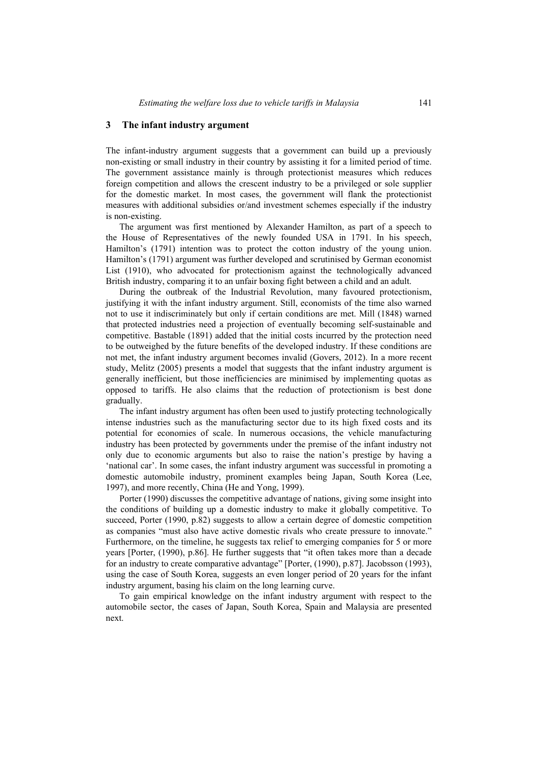## 3 The infant industry argument

The infant-industry argument suggests that a government can build up a previously non-existing or small industry in their country by assisting it for a limited period of time. The government assistance mainly is through protectionist measures which reduces foreign competition and allows the crescent industry to be a privileged or sole supplier for the domestic market. In most cases, the government will flank the protectionist measures with additional subsidies or/and investment schemes especially if the industry is non-existing.

The argument was first mentioned by Alexander Hamilton, as part of a speech to the House of Representatives of the newly founded USA in 1791. In his speech, Hamilton's (1791) intention was to protect the cotton industry of the young union. Hamilton's (1791) argument was further developed and scrutinised by German economist List (1910), who advocated for protectionism against the technologically advanced British industry, comparing it to an unfair boxing fight between a child and an adult.

During the outbreak of the Industrial Revolution, many favoured protectionism, justifying it with the infant industry argument. Still, economists of the time also warned not to use it indiscriminately but only if certain conditions are met. Mill (1848) warned that protected industries need a projection of eventually becoming self-sustainable and competitive. Bastable (1891) added that the initial costs incurred by the protection need to be outweighed by the future benefits of the developed industry. If these conditions are not met, the infant industry argument becomes invalid (Govers, 2012). In a more recent study, Melitz (2005) presents a model that suggests that the infant industry argument is generally inefficient, but those inefficiencies are minimised by implementing quotas as opposed to tariffs. He also claims that the reduction of protectionism is best done gradually.

The infant industry argument has often been used to justify protecting technologically intense industries such as the manufacturing sector due to its high fixed costs and its potential for economies of scale. In numerous occasions, the vehicle manufacturing industry has been protected by governments under the premise of the infant industry not only due to economic arguments but also to raise the nation's prestige by having a 'national car'. In some cases, the infant industry argument was successful in promoting a domestic automobile industry, prominent examples being Japan, South Korea (Lee, 1997), and more recently, China (He and Yong, 1999).

Porter (1990) discusses the competitive advantage of nations, giving some insight into the conditions of building up a domestic industry to make it globally competitive. To succeed, Porter (1990, p.82) suggests to allow a certain degree of domestic competition as companies "must also have active domestic rivals who create pressure to innovate." Furthermore, on the timeline, he suggests tax relief to emerging companies for 5 or more years [Porter, (1990), p.86]. He further suggests that "it often takes more than a decade for an industry to create comparative advantage" [Porter, (1990), p.87]. Jacobsson (1993), using the case of South Korea, suggests an even longer period of 20 years for the infant industry argument, basing his claim on the long learning curve.

To gain empirical knowledge on the infant industry argument with respect to the automobile sector, the cases of Japan, South Korea, Spain and Malaysia are presented next.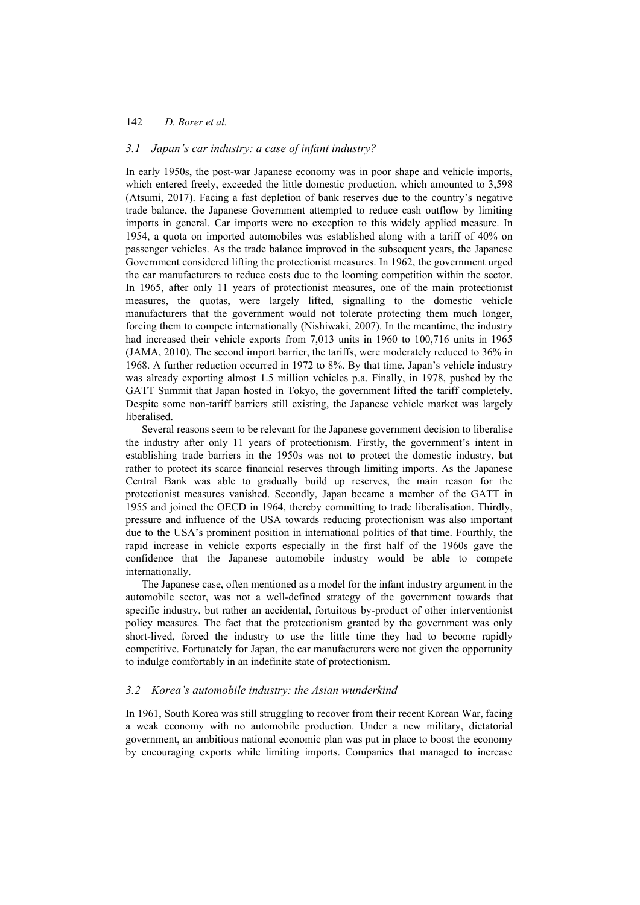### *3.1 Japan's car industry: a case of infant industry?*

In early 1950s, the post-war Japanese economy was in poor shape and vehicle imports, which entered freely, exceeded the little domestic production, which amounted to 3,598 (Atsumi, 2017). Facing a fast depletion of bank reserves due to the country's negative trade balance, the Japanese Government attempted to reduce cash outflow by limiting imports in general. Car imports were no exception to this widely applied measure. In 1954, a quota on imported automobiles was established along with a tariff of 40% on passenger vehicles. As the trade balance improved in the subsequent years, the Japanese Government considered lifting the protectionist measures. In 1962, the government urged the car manufacturers to reduce costs due to the looming competition within the sector. In 1965, after only 11 years of protectionist measures, one of the main protectionist measures, the quotas, were largely lifted, signalling to the domestic vehicle manufacturers that the government would not tolerate protecting them much longer, forcing them to compete internationally (Nishiwaki, 2007). In the meantime, the industry had increased their vehicle exports from 7,013 units in 1960 to 100,716 units in 1965 (JAMA, 2010). The second import barrier, the tariffs, were moderately reduced to 36% in 1968. A further reduction occurred in 1972 to 8%. By that time, Japan's vehicle industry was already exporting almost 1.5 million vehicles p.a. Finally, in 1978, pushed by the GATT Summit that Japan hosted in Tokyo, the government lifted the tariff completely. Despite some non-tariff barriers still existing, the Japanese vehicle market was largely liberalised.

Several reasons seem to be relevant for the Japanese government decision to liberalise the industry after only 11 years of protectionism. Firstly, the government's intent in establishing trade barriers in the 1950s was not to protect the domestic industry, but rather to protect its scarce financial reserves through limiting imports. As the Japanese Central Bank was able to gradually build up reserves, the main reason for the protectionist measures vanished. Secondly, Japan became a member of the GATT in 1955 and joined the OECD in 1964, thereby committing to trade liberalisation. Thirdly, pressure and influence of the USA towards reducing protectionism was also important due to the USA's prominent position in international politics of that time. Fourthly, the rapid increase in vehicle exports especially in the first half of the 1960s gave the confidence that the Japanese automobile industry would be able to compete internationally.

The Japanese case, often mentioned as a model for the infant industry argument in the automobile sector, was not a well-defined strategy of the government towards that specific industry, but rather an accidental, fortuitous by-product of other interventionist policy measures. The fact that the protectionism granted by the government was only short-lived, forced the industry to use the little time they had to become rapidly competitive. Fortunately for Japan, the car manufacturers were not given the opportunity to indulge comfortably in an indefinite state of protectionism.

### *3.2 Korea's automobile industry: the Asian wunderkind*

In 1961, South Korea was still struggling to recover from their recent Korean War, facing a weak economy with no automobile production. Under a new military, dictatorial government, an ambitious national economic plan was put in place to boost the economy by encouraging exports while limiting imports. Companies that managed to increase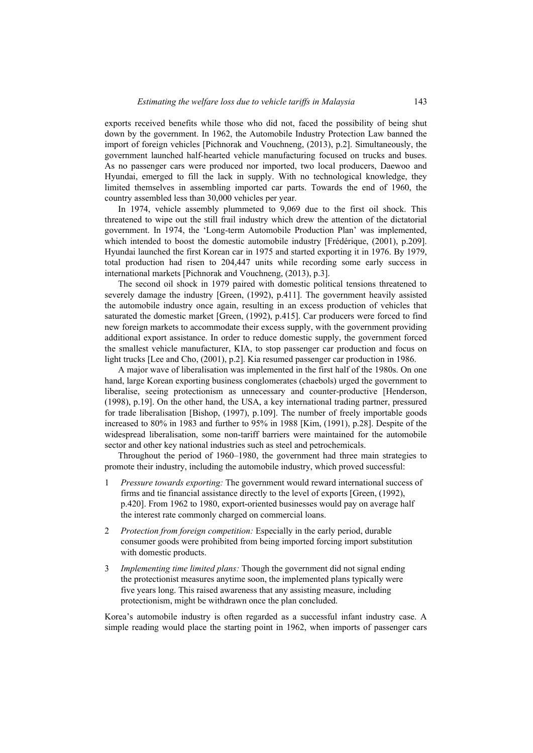exports received benefits while those who did not, faced the possibility of being shut down by the government. In 1962, the Automobile Industry Protection Law banned the import of foreign vehicles [Pichnorak and Vouchneng, (2013), p.2]. Simultaneously, the government launched half-hearted vehicle manufacturing focused on trucks and buses. As no passenger cars were produced nor imported, two local producers, Daewoo and Hyundai, emerged to fill the lack in supply. With no technological knowledge, they limited themselves in assembling imported car parts. Towards the end of 1960, the country assembled less than 30,000 vehicles per year.

In 1974, vehicle assembly plummeted to 9,069 due to the first oil shock. This threatened to wipe out the still frail industry which drew the attention of the dictatorial government. In 1974, the 'Long-term Automobile Production Plan' was implemented, which intended to boost the domestic automobile industry [Frédérique, (2001), p.209]. Hyundai launched the first Korean car in 1975 and started exporting it in 1976. By 1979, total production had risen to 204,447 units while recording some early success in international markets [Pichnorak and Vouchneng, (2013), p.3].

The second oil shock in 1979 paired with domestic political tensions threatened to severely damage the industry [Green, (1992), p.411]. The government heavily assisted the automobile industry once again, resulting in an excess production of vehicles that saturated the domestic market [Green, (1992), p.415]. Car producers were forced to find new foreign markets to accommodate their excess supply, with the government providing additional export assistance. In order to reduce domestic supply, the government forced the smallest vehicle manufacturer, KIA, to stop passenger car production and focus on light trucks [Lee and Cho, (2001), p.2]. Kia resumed passenger car production in 1986.

A major wave of liberalisation was implemented in the first half of the 1980s. On one hand, large Korean exporting business conglomerates (chaebols) urged the government to liberalise, seeing protectionism as unnecessary and counter-productive [Henderson, (1998), p.19]. On the other hand, the USA, a key international trading partner, pressured for trade liberalisation [Bishop, (1997), p.109]. The number of freely importable goods increased to 80% in 1983 and further to 95% in 1988 [Kim, (1991), p.28]. Despite of the widespread liberalisation, some non-tariff barriers were maintained for the automobile sector and other key national industries such as steel and petrochemicals.

Throughout the period of 1960–1980, the government had three main strategies to promote their industry, including the automobile industry, which proved successful:

1. *Pressure towards exporting:* The government would reward international success of firms and tie financial assistance directly to the level of exports [Green, (1992), p.420]. From 1962 to 1980, export-oriented businesses would pay on average half the interest rate commonly charged on commercial loans.
2. *Protection from foreign competition:* Especially in the early period, durable consumer goods were prohibited from being imported forcing import substitution with domestic products.
3. *Implementing time limited plans:* Though the government did not signal ending the protectionist measures anytime soon, the implemented plans typically were five years long. This raised awareness that any assisting measure, including protectionism, might be withdrawn once the plan concluded.

Korea's automobile industry is often regarded as a successful infant industry case. A simple reading would place the starting point in 1962, when imports of passenger cars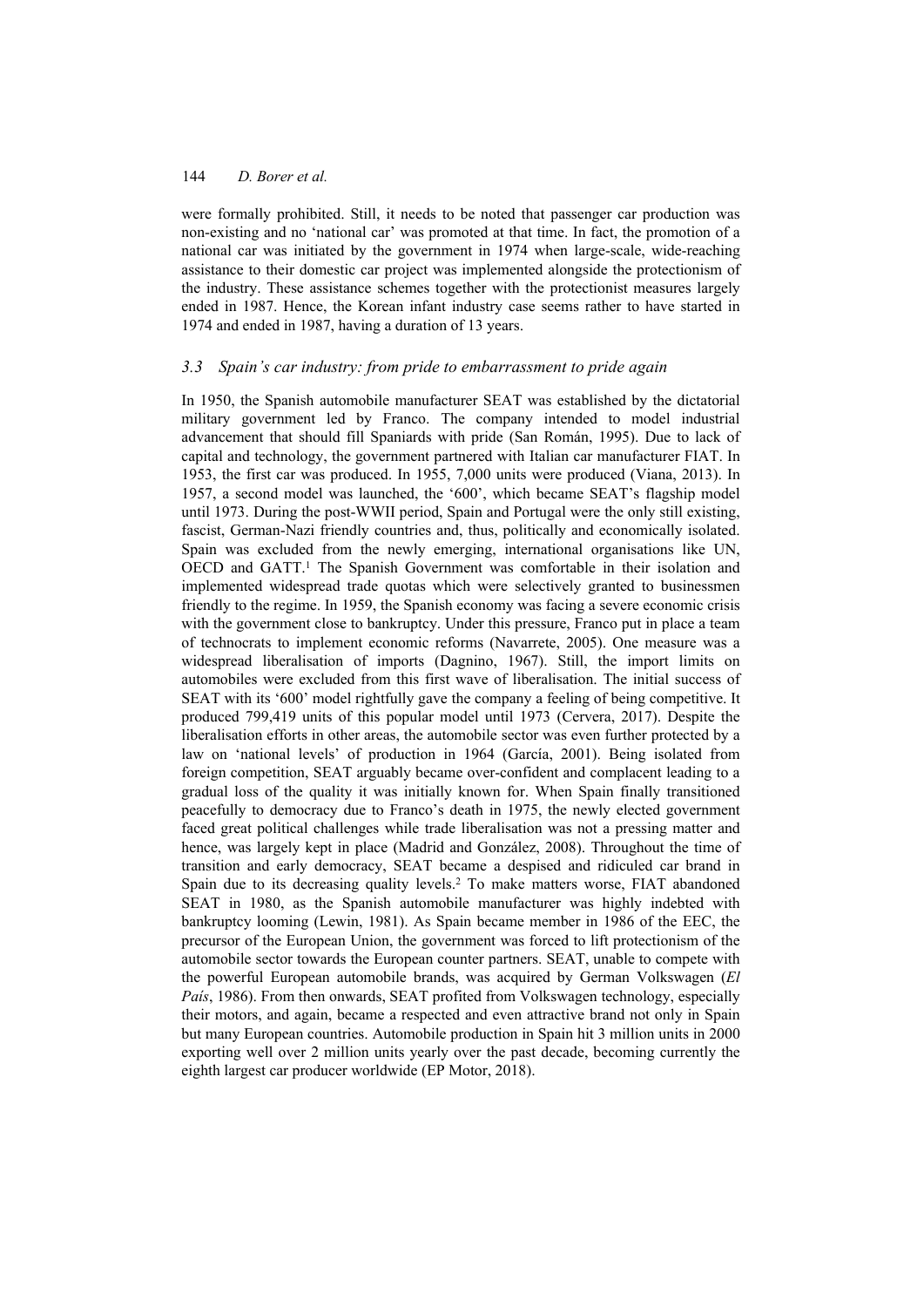were formally prohibited. Still, it needs to be noted that passenger car production was non-existing and no 'national car' was promoted at that time. In fact, the promotion of a national car was initiated by the government in 1974 when large-scale, wide-reaching assistance to their domestic car project was implemented alongside the protectionism of the industry. These assistance schemes together with the protectionist measures largely ended in 1987. Hence, the Korean infant industry case seems rather to have started in 1974 and ended in 1987, having a duration of 13 years.

### *3.3 Spain's car industry: from pride to embarrassment to pride again*

In 1950, the Spanish automobile manufacturer SEAT was established by the dictatorial military government led by Franco. The company intended to model industrial advancement that should fill Spaniards with pride (San Román, 1995). Due to lack of capital and technology, the government partnered with Italian car manufacturer FIAT. In 1953, the first car was produced. In 1955, 7,000 units were produced (Viana, 2013). In 1957, a second model was launched, the '600', which became SEAT's flagship model until 1973. During the post-WWII period, Spain and Portugal were the only still existing, fascist, German-Nazi friendly countries and, thus, politically and economically isolated. Spain was excluded from the newly emerging, international organisations like UN, OECD and GATT.[1] The Spanish Government was comfortable in their isolation and implemented widespread trade quotas which were selectively granted to businessmen friendly to the regime. In 1959, the Spanish economy was facing a severe economic crisis with the government close to bankruptcy. Under this pressure, Franco put in place a team of technocrats to implement economic reforms (Navarrete, 2005). One measure was a widespread liberalisation of imports (Dagnino, 1967). Still, the import limits on automobiles were excluded from this first wave of liberalisation. The initial success of SEAT with its '600' model rightfully gave the company a feeling of being competitive. It produced 799,419 units of this popular model until 1973 (Cervera, 2017). Despite the liberalisation efforts in other areas, the automobile sector was even further protected by a law on 'national levels' of production in 1964 (García, 2001). Being isolated from foreign competition, SEAT arguably became over-confident and complacent leading to a gradual loss of the quality it was initially known for. When Spain finally transitioned peacefully to democracy due to Franco's death in 1975, the newly elected government faced great political challenges while trade liberalisation was not a pressing matter and hence, was largely kept in place (Madrid and González, 2008). Throughout the time of transition and early democracy, SEAT became a despised and ridiculed car brand in Spain due to its decreasing quality levels.[2] To make matters worse, FIAT abandoned SEAT in 1980, as the Spanish automobile manufacturer was highly indebted with bankruptcy looming (Lewin, 1981). As Spain became member in 1986 of the EEC, the precursor of the European Union, the government was forced to lift protectionism of the automobile sector towards the European counter partners. SEAT, unable to compete with the powerful European automobile brands, was acquired by German Volkswagen (*El País*, 1986). From then onwards, SEAT profited from Volkswagen technology, especially their motors, and again, became a respected and even attractive brand not only in Spain but many European countries. Automobile production in Spain hit 3 million units in 2000 exporting well over 2 million units yearly over the past decade, becoming currently the eighth largest car producer worldwide (EP Motor, 2018).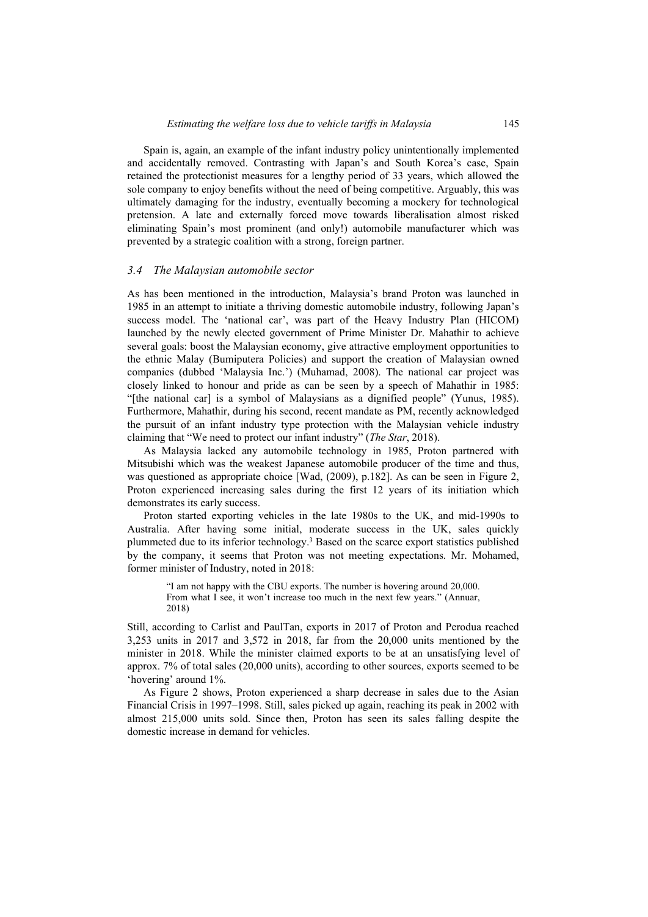Spain is, again, an example of the infant industry policy unintentionally implemented and accidentally removed. Contrasting with Japan's and South Korea's case, Spain retained the protectionist measures for a lengthy period of 33 years, which allowed the sole company to enjoy benefits without the need of being competitive. Arguably, this was ultimately damaging for the industry, eventually becoming a mockery for technological pretension. A late and externally forced move towards liberalisation almost risked eliminating Spain's most prominent (and only!) automobile manufacturer which was prevented by a strategic coalition with a strong, foreign partner.

### *3.4 The Malaysian automobile sector*

As has been mentioned in the introduction, Malaysia's brand Proton was launched in 1985 in an attempt to initiate a thriving domestic automobile industry, following Japan's success model. The 'national car', was part of the Heavy Industry Plan (HICOM) launched by the newly elected government of Prime Minister Dr. Mahathir to achieve several goals: boost the Malaysian economy, give attractive employment opportunities to the ethnic Malay (Bumiputera Policies) and support the creation of Malaysian owned companies (dubbed 'Malaysia Inc.') (Muhamad, 2008). The national car project was closely linked to honour and pride as can be seen by a speech of Mahathir in 1985: "[the national car] is a symbol of Malaysians as a dignified people" (Yunus, 1985). Furthermore, Mahathir, during his second, recent mandate as PM, recently acknowledged the pursuit of an infant industry type protection with the Malaysian vehicle industry claiming that "We need to protect our infant industry" (*The Star*, 2018).

As Malaysia lacked any automobile technology in 1985, Proton partnered with Mitsubishi which was the weakest Japanese automobile producer of the time and thus, was questioned as appropriate choice [Wad, (2009), p.182]. As can be seen in Figure 2, Proton experienced increasing sales during the first 12 years of its initiation which demonstrates its early success.

Proton started exporting vehicles in the late 1980s to the UK, and mid-1990s to Australia. After having some initial, moderate success in the UK, sales quickly plummeted due to its inferior technology.[3] Based on the scarce export statistics published by the company, it seems that Proton was not meeting expectations. Mr. Mohamed, former minister of Industry, noted in 2018:

> "I am not happy with the CBU exports. The number is hovering around 20,000. From what I see, it won't increase too much in the next few years." (Annuar, 2018)

Still, according to Carlist and PaulTan, exports in 2017 of Proton and Perodua reached 3,253 units in 2017 and 3,572 in 2018, far from the 20,000 units mentioned by the minister in 2018. While the minister claimed exports to be at an unsatisfying level of approx. 7% of total sales (20,000 units), according to other sources, exports seemed to be 'hovering' around 1%.

As Figure 2 shows, Proton experienced a sharp decrease in sales due to the Asian Financial Crisis in 1997–1998. Still, sales picked up again, reaching its peak in 2002 with almost 215,000 units sold. Since then, Proton has seen its sales falling despite the domestic increase in demand for vehicles.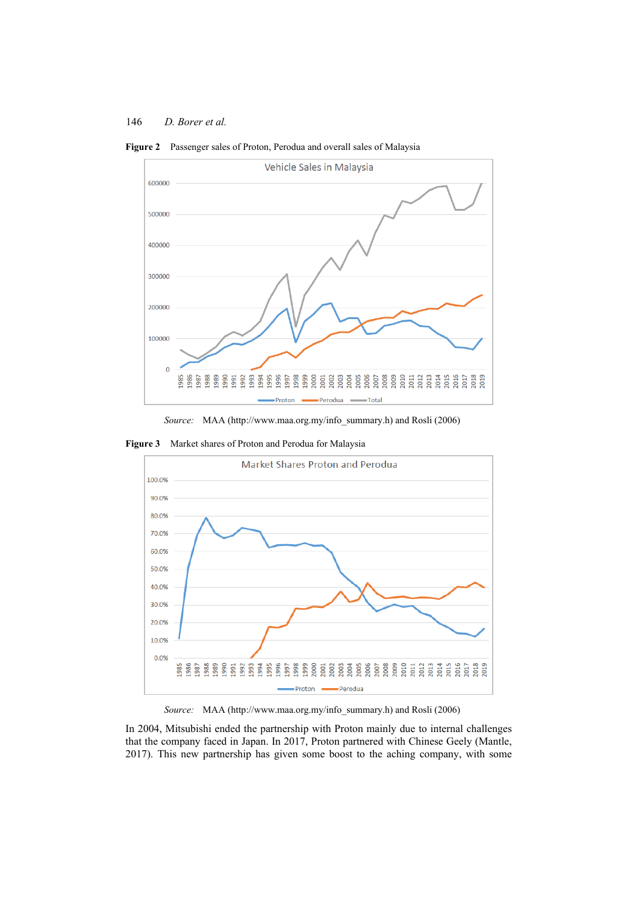**Figure 2** Passenger sales of Proton, Perodua and overall sales of Malaysia

*Source:* MAA (http://www.maa.org.my/info_summary.h) and Rosli (2006)

**Figure 3** Market shares of Proton and Perodua for Malaysia

*Source:* MAA (http://www.maa.org.my/info_summary.h) and Rosli (2006)

In 2004, Mitsubishi ended the partnership with Proton mainly due to internal challenges that the company faced in Japan. In 2017, Proton partnered with Chinese Geely (Mantle, 2017). This new partnership has given some boost to the aching company, with some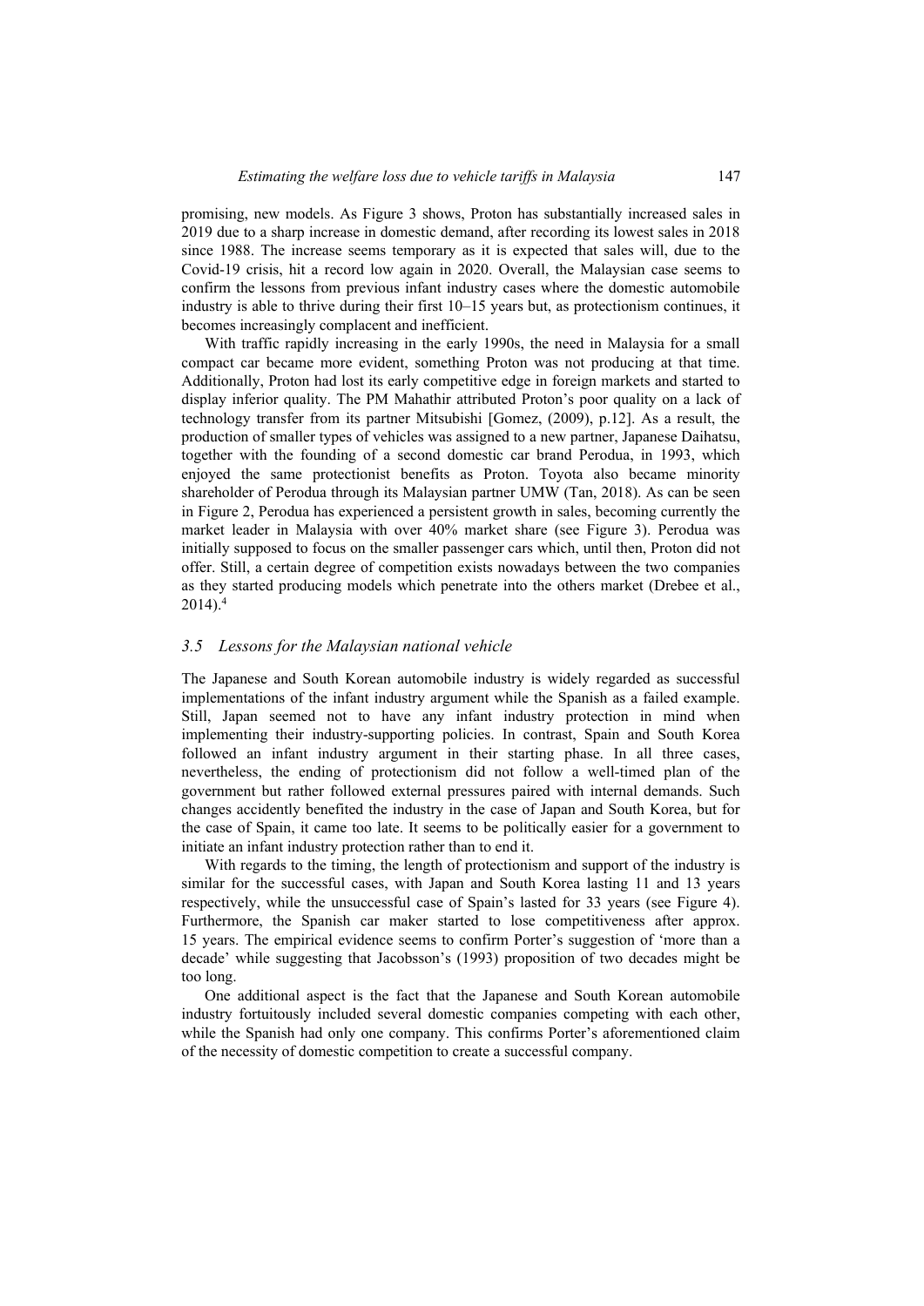promising, new models. As Figure 3 shows, Proton has substantially increased sales in 2019 due to a sharp increase in domestic demand, after recording its lowest sales in 2018 since 1988. The increase seems temporary as it is expected that sales will, due to the Covid-19 crisis, hit a record low again in 2020. Overall, the Malaysian case seems to confirm the lessons from previous infant industry cases where the domestic automobile industry is able to thrive during their first 10–15 years but, as protectionism continues, it becomes increasingly complacent and inefficient.

With traffic rapidly increasing in the early 1990s, the need in Malaysia for a small compact car became more evident, something Proton was not producing at that time. Additionally, Proton had lost its early competitive edge in foreign markets and started to display inferior quality. The PM Mahathir attributed Proton's poor quality on a lack of technology transfer from its partner Mitsubishi [Gomez, (2009), p.12]. As a result, the production of smaller types of vehicles was assigned to a new partner, Japanese Daihatsu, together with the founding of a second domestic car brand Perodua, in 1993, which enjoyed the same protectionist benefits as Proton. Toyota also became minority shareholder of Perodua through its Malaysian partner UMW (Tan, 2018). As can be seen in Figure 2, Perodua has experienced a persistent growth in sales, becoming currently the market leader in Malaysia with over 40% market share (see Figure 3). Perodua was initially supposed to focus on the smaller passenger cars which, until then, Proton did not offer. Still, a certain degree of competition exists nowadays between the two companies as they started producing models which penetrate into the others market (Drebee et al., 2014).[4]

### *3.5 Lessons for the Malaysian national vehicle*

The Japanese and South Korean automobile industry is widely regarded as successful implementations of the infant industry argument while the Spanish as a failed example. Still, Japan seemed not to have any infant industry protection in mind when implementing their industry-supporting policies. In contrast, Spain and South Korea followed an infant industry argument in their starting phase. In all three cases, nevertheless, the ending of protectionism did not follow a well-timed plan of the government but rather followed external pressures paired with internal demands. Such changes accidently benefited the industry in the case of Japan and South Korea, but for the case of Spain, it came too late. It seems to be politically easier for a government to initiate an infant industry protection rather than to end it.

With regards to the timing, the length of protectionism and support of the industry is similar for the successful cases, with Japan and South Korea lasting 11 and 13 years respectively, while the unsuccessful case of Spain's lasted for 33 years (see Figure 4). Furthermore, the Spanish car maker started to lose competitiveness after approx. 15 years. The empirical evidence seems to confirm Porter's suggestion of 'more than a decade' while suggesting that Jacobsson's (1993) proposition of two decades might be too long.

One additional aspect is the fact that the Japanese and South Korean automobile industry fortuitously included several domestic companies competing with each other, while the Spanish had only one company. This confirms Porter's aforementioned claim of the necessity of domestic competition to create a successful company.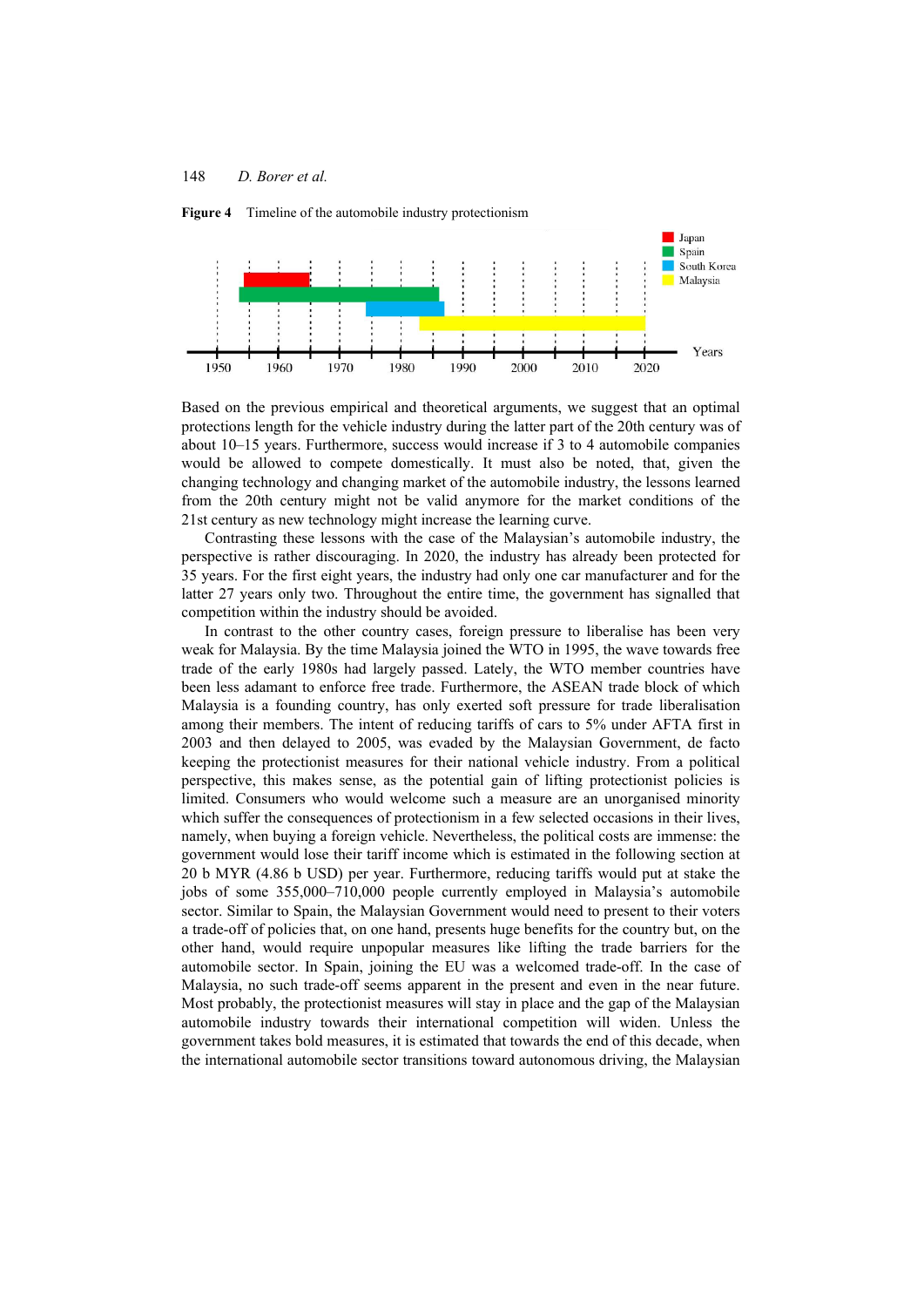**Figure 4** Timeline of the automobile industry protectionism

Based on the previous empirical and theoretical arguments, we suggest that an optimal protections length for the vehicle industry during the latter part of the 20th century was of about 10–15 years. Furthermore, success would increase if 3 to 4 automobile companies would be allowed to compete domestically. It must also be noted, that, given the changing technology and changing market of the automobile industry, the lessons learned from the 20th century might not be valid anymore for the market conditions of the 21st century as new technology might increase the learning curve.

Contrasting these lessons with the case of the Malaysian's automobile industry, the perspective is rather discouraging. In 2020, the industry has already been protected for 35 years. For the first eight years, the industry had only one car manufacturer and for the latter 27 years only two. Throughout the entire time, the government has signalled that competition within the industry should be avoided.

In contrast to the other country cases, foreign pressure to liberalise has been very weak for Malaysia. By the time Malaysia joined the WTO in 1995, the wave towards free trade of the early 1980s had largely passed. Lately, the WTO member countries have been less adamant to enforce free trade. Furthermore, the ASEAN trade block of which Malaysia is a founding country, has only exerted soft pressure for trade liberalisation among their members. The intent of reducing tariffs of cars to 5% under AFTA first in 2003 and then delayed to 2005, was evaded by the Malaysian Government, de facto keeping the protectionist measures for their national vehicle industry. From a political perspective, this makes sense, as the potential gain of lifting protectionist policies is limited. Consumers who would welcome such a measure are an unorganised minority which suffer the consequences of protectionism in a few selected occasions in their lives, namely, when buying a foreign vehicle. Nevertheless, the political costs are immense: the government would lose their tariff income which is estimated in the following section at 20 b MYR (4.86 b USD) per year. Furthermore, reducing tariffs would put at stake the jobs of some 355,000–710,000 people currently employed in Malaysia's automobile sector. Similar to Spain, the Malaysian Government would need to present to their voters a trade-off of policies that, on one hand, presents huge benefits for the country but, on the other hand, would require unpopular measures like lifting the trade barriers for the automobile sector. In Spain, joining the EU was a welcomed trade-off. In the case of Malaysia, no such trade-off seems apparent in the present and even in the near future. Most probably, the protectionist measures will stay in place and the gap of the Malaysian automobile industry towards their international competition will widen. Unless the government takes bold measures, it is estimated that towards the end of this decade, when the international automobile sector transitions toward autonomous driving, the Malaysian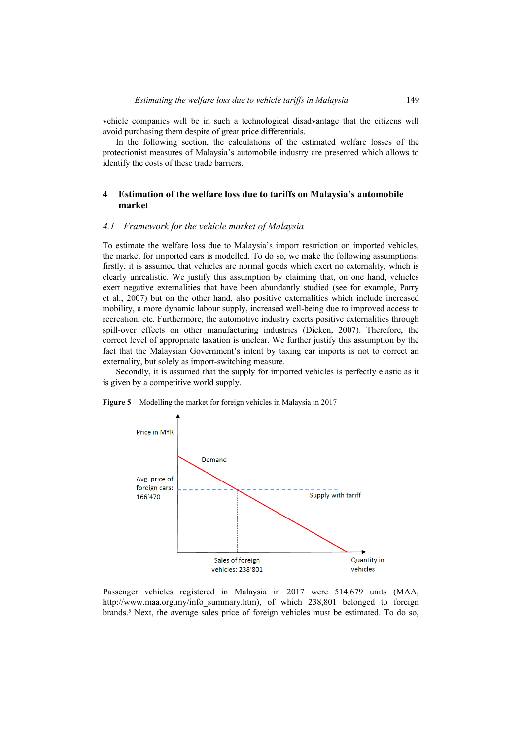vehicle companies will be in such a technological disadvantage that the citizens will avoid purchasing them despite of great price differentials.

In the following section, the calculations of the estimated welfare losses of the protectionist measures of Malaysia's automobile industry are presented which allows to identify the costs of these trade barriers.

## 4 Estimation of the welfare loss due to tariffs on Malaysia's automobile market

### *4.1 Framework for the vehicle market of Malaysia*

To estimate the welfare loss due to Malaysia's import restriction on imported vehicles, the market for imported cars is modelled. To do so, we make the following assumptions: firstly, it is assumed that vehicles are normal goods which exert no externality, which is clearly unrealistic. We justify this assumption by claiming that, on one hand, vehicles exert negative externalities that have been abundantly studied (see for example, Parry et al., 2007) but on the other hand, also positive externalities which include increased mobility, a more dynamic labour supply, increased well-being due to improved access to recreation, etc. Furthermore, the automotive industry exerts positive externalities through spill-over effects on other manufacturing industries (Dicken, 2007). Therefore, the correct level of appropriate taxation is unclear. We further justify this assumption by the fact that the Malaysian Government's intent by taxing car imports is not to correct an externality, but solely as import-switching measure.

Secondly, it is assumed that the supply for imported vehicles is perfectly elastic as it is given by a competitive world supply.

**Figure 5** Modelling the market for foreign vehicles in Malaysia in 2017

Passenger vehicles registered in Malaysia in 2017 were 514,679 units (MAA, http://www.maa.org.my/info_summary.htm), of which 238,801 belonged to foreign brands.[5] Next, the average sales price of foreign vehicles must be estimated. To do so,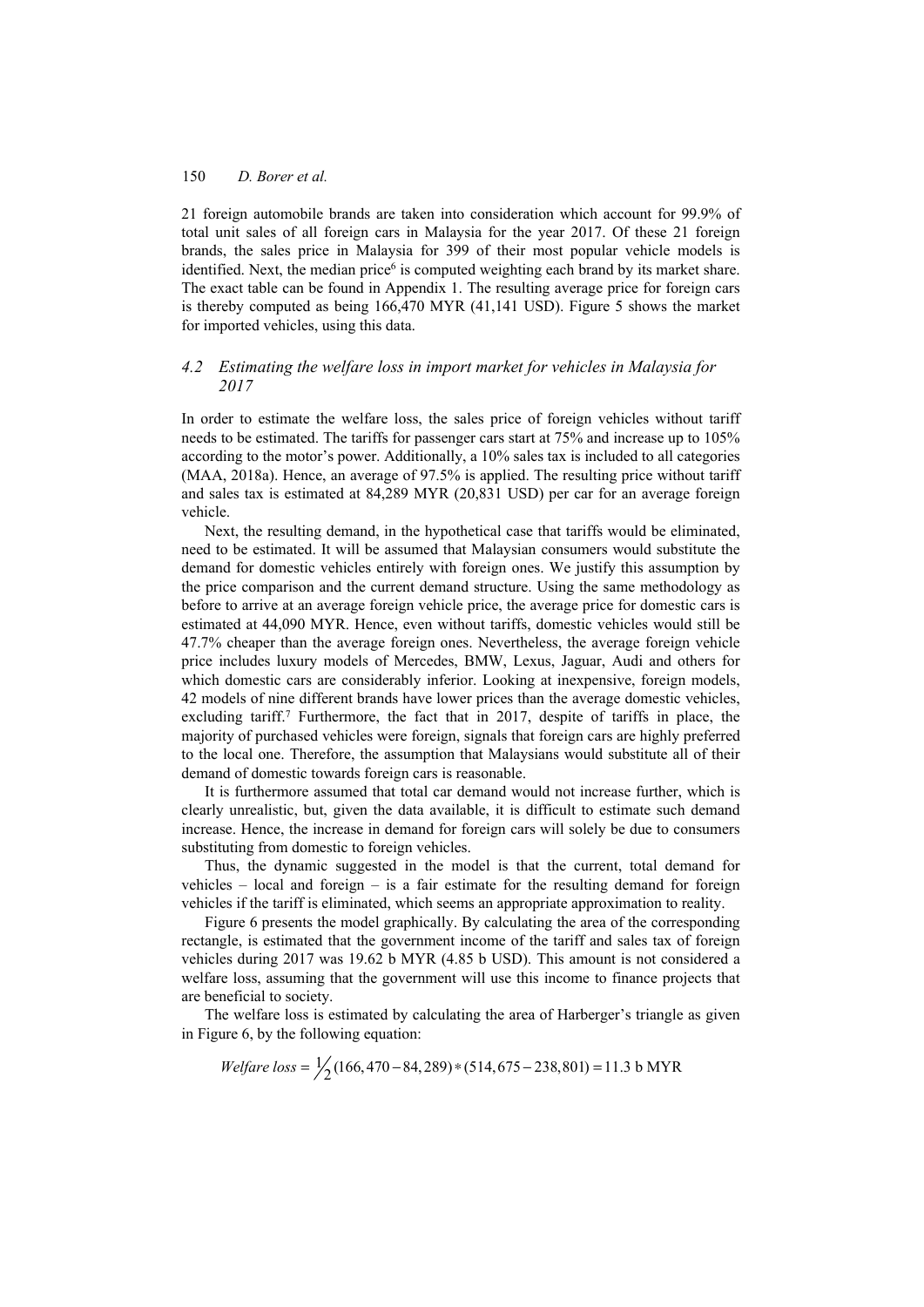21 foreign automobile brands are taken into consideration which account for 99.9% of total unit sales of all foreign cars in Malaysia for the year 2017. Of these 21 foreign brands, the sales price in Malaysia for 399 of their most popular vehicle models is identified. Next, the median price[6] is computed weighting each brand by its market share. The exact table can be found in Appendix 1. The resulting average price for foreign cars is thereby computed as being 166,470 MYR (41,141 USD). Figure 5 shows the market for imported vehicles, using this data.

### 4.2 *Estimating the welfare loss in import market for vehicles in Malaysia for 2017*

In order to estimate the welfare loss, the sales price of foreign vehicles without tariff needs to be estimated. The tariffs for passenger cars start at 75% and increase up to 105% according to the motor's power. Additionally, a 10% sales tax is included to all categories (MAA, 2018a). Hence, an average of 97.5% is applied. The resulting price without tariff and sales tax is estimated at 84,289 MYR (20,831 USD) per car for an average foreign vehicle.

Next, the resulting demand, in the hypothetical case that tariffs would be eliminated, need to be estimated. It will be assumed that Malaysian consumers would substitute the demand for domestic vehicles entirely with foreign ones. We justify this assumption by the price comparison and the current demand structure. Using the same methodology as before to arrive at an average foreign vehicle price, the average price for domestic cars is estimated at 44,090 MYR. Hence, even without tariffs, domestic vehicles would still be 47.7% cheaper than the average foreign ones. Nevertheless, the average foreign vehicle price includes luxury models of Mercedes, BMW, Lexus, Jaguar, Audi and others for which domestic cars are considerably inferior. Looking at inexpensive, foreign models, 42 models of nine different brands have lower prices than the average domestic vehicles, excluding tariff.[7] Furthermore, the fact that in 2017, despite of tariffs in place, the majority of purchased vehicles were foreign, signals that foreign cars are highly preferred to the local one. Therefore, the assumption that Malaysians would substitute all of their demand of domestic towards foreign cars is reasonable.

It is furthermore assumed that total car demand would not increase further, which is clearly unrealistic, but, given the data available, it is difficult to estimate such demand increase. Hence, the increase in demand for foreign cars will solely be due to consumers substituting from domestic to foreign vehicles.

Thus, the dynamic suggested in the model is that the current, total demand for vehicles – local and foreign – is a fair estimate for the resulting demand for foreign vehicles if the tariff is eliminated, which seems an appropriate approximation to reality.

Figure 6 presents the model graphically. By calculating the area of the corresponding rectangle, is estimated that the government income of the tariff and sales tax of foreign vehicles during 2017 was 19.62 b MYR (4.85 b USD). This amount is not considered a welfare loss, assuming that the government will use this income to finance projects that are beneficial to society.

The welfare loss is estimated by calculating the area of Harberger's triangle as given in Figure 6, by the following equation:

$$\text{Welfare loss} = \frac{1}{2}(166,470 - 84,289) * (514,675 - 238,801) = 11.3 \text{ b MYR}$$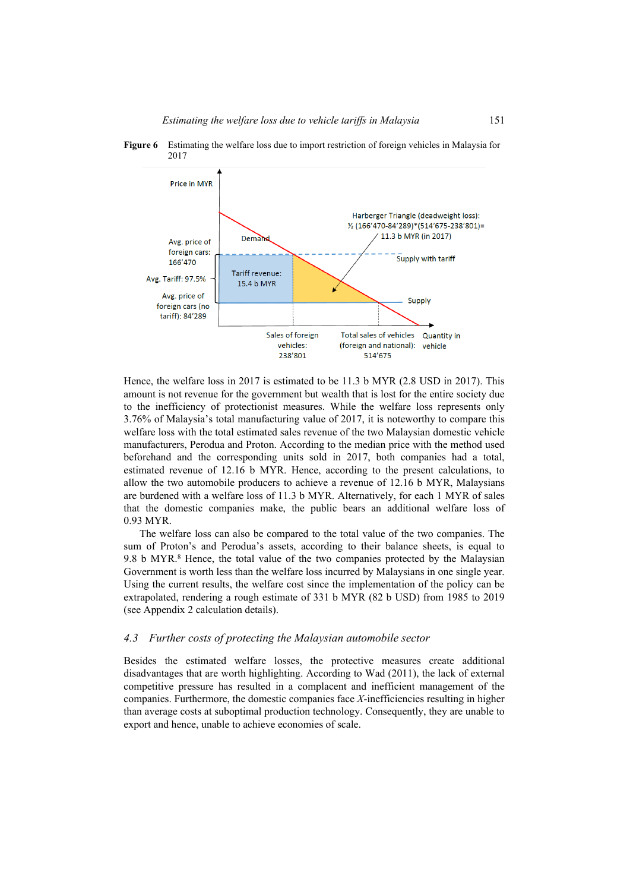**Figure 6** Estimating the welfare loss due to import restriction of foreign vehicles in Malaysia for 2017

Hence, the welfare loss in 2017 is estimated to be 11.3 b MYR (2.8 USD in 2017). This amount is not revenue for the government but wealth that is lost for the entire society due to the inefficiency of protectionist measures. While the welfare loss represents only 3.76% of Malaysia's total manufacturing value of 2017, it is noteworthy to compare this welfare loss with the total estimated sales revenue of the two Malaysian domestic vehicle manufacturers, Perodua and Proton. According to the median price with the method used beforehand and the corresponding units sold in 2017, both companies had a total, estimated revenue of 12.16 b MYR. Hence, according to the present calculations, to allow the two automobile producers to achieve a revenue of 12.16 b MYR, Malaysians are burdened with a welfare loss of 11.3 b MYR. Alternatively, for each 1 MYR of sales that the domestic companies make, the public bears an additional welfare loss of 0.93 MYR.

The welfare loss can also be compared to the total value of the two companies. The sum of Proton's and Perodua's assets, according to their balance sheets, is equal to 9.8 b MYR.[8] Hence, the total value of the two companies protected by the Malaysian Government is worth less than the welfare loss incurred by Malaysians in one single year. Using the current results, the welfare cost since the implementation of the policy can be extrapolated, rendering a rough estimate of 331 b MYR (82 b USD) from 1985 to 2019 (see Appendix 2 calculation details).

## 4.3 *Further costs of protecting the Malaysian automobile sector*

Besides the estimated welfare losses, the protective measures create additional disadvantages that are worth highlighting. According to Wad (2011), the lack of external competitive pressure has resulted in a complacent and inefficient management of the companies. Furthermore, the domestic companies face *X*-inefficiencies resulting in higher than average costs at suboptimal production technology. Consequently, they are unable to export and hence, unable to achieve economies of scale.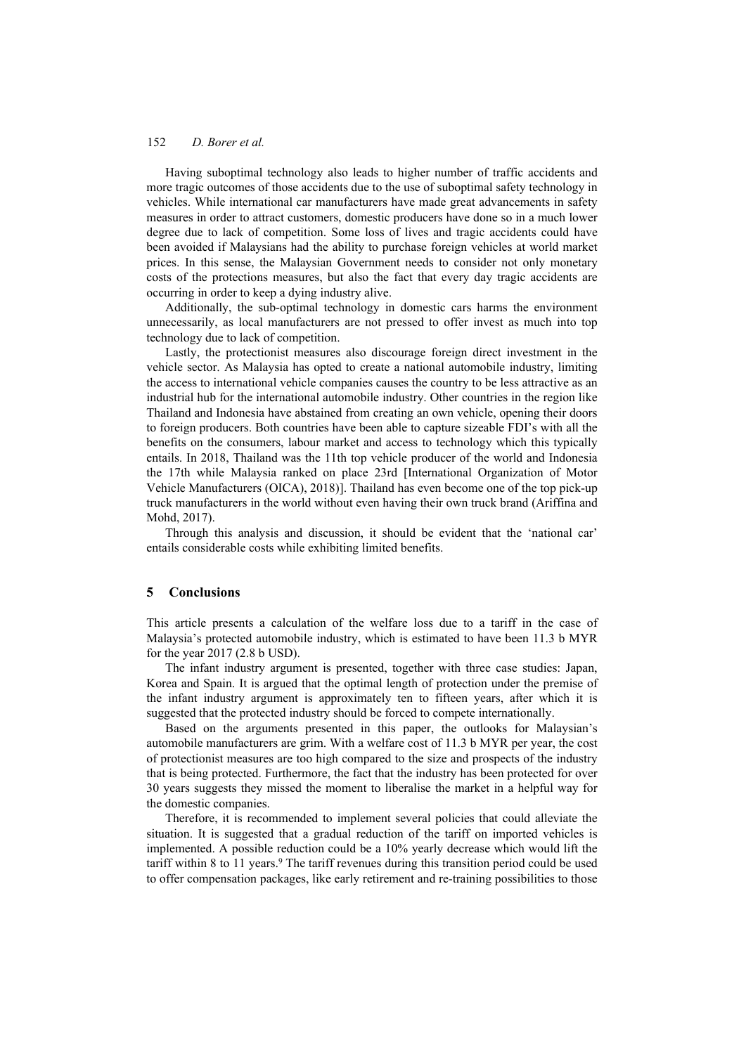Having suboptimal technology also leads to higher number of traffic accidents and more tragic outcomes of those accidents due to the use of suboptimal safety technology in vehicles. While international car manufacturers have made great advancements in safety measures in order to attract customers, domestic producers have done so in a much lower degree due to lack of competition. Some loss of lives and tragic accidents could have been avoided if Malaysians had the ability to purchase foreign vehicles at world market prices. In this sense, the Malaysian Government needs to consider not only monetary costs of the protections measures, but also the fact that every day tragic accidents are occurring in order to keep a dying industry alive.

Additionally, the sub-optimal technology in domestic cars harms the environment unnecessarily, as local manufacturers are not pressed to offer invest as much into top technology due to lack of competition.

Lastly, the protectionist measures also discourage foreign direct investment in the vehicle sector. As Malaysia has opted to create a national automobile industry, limiting the access to international vehicle companies causes the country to be less attractive as an industrial hub for the international automobile industry. Other countries in the region like Thailand and Indonesia have abstained from creating an own vehicle, opening their doors to foreign producers. Both countries have been able to capture sizeable FDI's with all the benefits on the consumers, labour market and access to technology which this typically entails. In 2018, Thailand was the 11th top vehicle producer of the world and Indonesia the 17th while Malaysia ranked on place 23rd [International Organization of Motor Vehicle Manufacturers (OICA), 2018)]. Thailand has even become one of the top pick-up truck manufacturers in the world without even having their own truck brand (Ariffina and Mohd, 2017).

Through this analysis and discussion, it should be evident that the 'national car' entails considerable costs while exhibiting limited benefits.

## 5 Conclusions

This article presents a calculation of the welfare loss due to a tariff in the case of Malaysia's protected automobile industry, which is estimated to have been 11.3 b MYR for the year 2017 (2.8 b USD).

The infant industry argument is presented, together with three case studies: Japan, Korea and Spain. It is argued that the optimal length of protection under the premise of the infant industry argument is approximately ten to fifteen years, after which it is suggested that the protected industry should be forced to compete internationally.

Based on the arguments presented in this paper, the outlooks for Malaysian's automobile manufacturers are grim. With a welfare cost of 11.3 b MYR per year, the cost of protectionist measures are too high compared to the size and prospects of the industry that is being protected. Furthermore, the fact that the industry has been protected for over 30 years suggests they missed the moment to liberalise the market in a helpful way for the domestic companies.

Therefore, it is recommended to implement several policies that could alleviate the situation. It is suggested that a gradual reduction of the tariff on imported vehicles is implemented. A possible reduction could be a 10% yearly decrease which would lift the tariff within 8 to 11 years.[9] The tariff revenues during this transition period could be used to offer compensation packages, like early retirement and re-training possibilities to those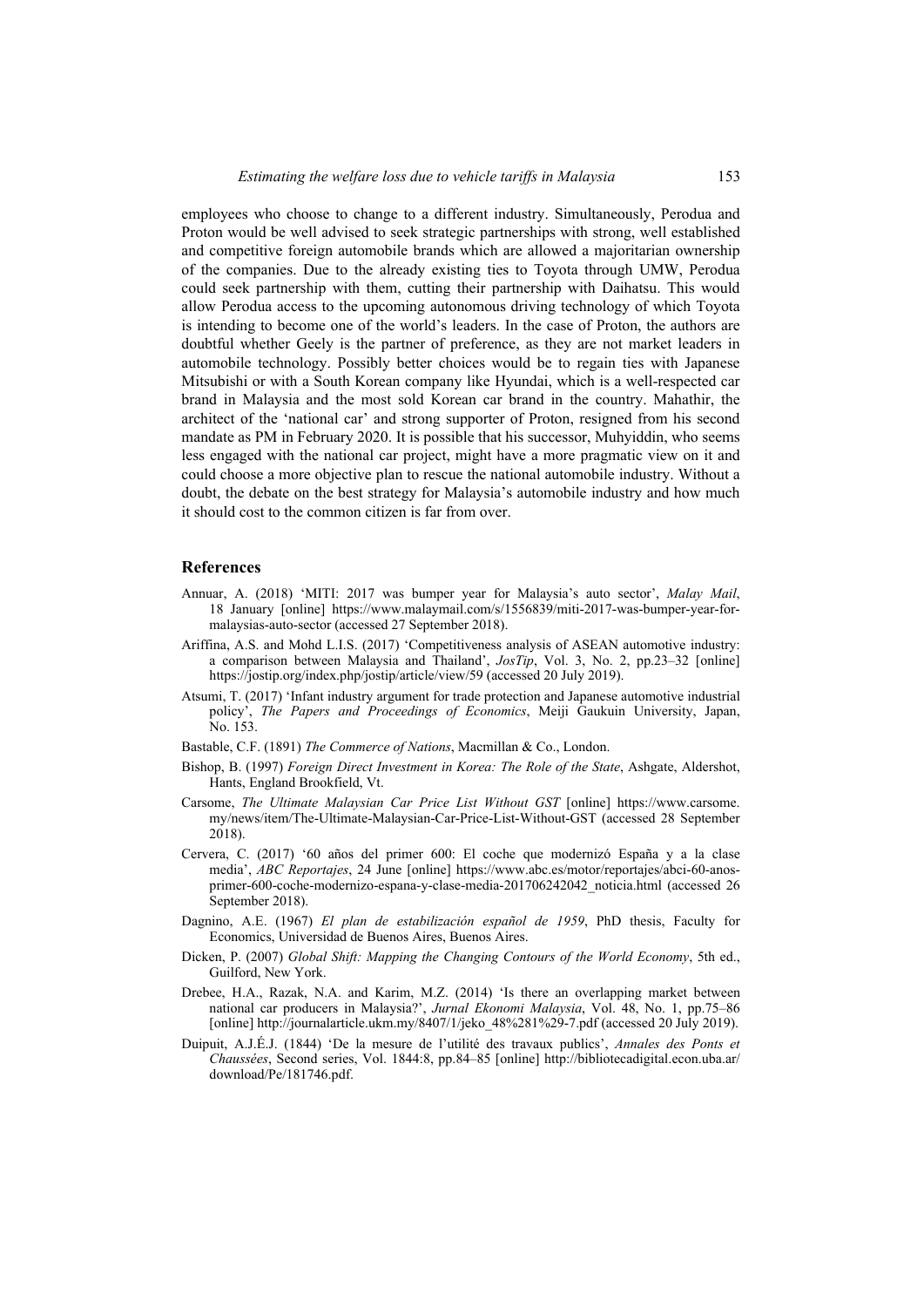employees who choose to change to a different industry. Simultaneously, Perodua and Proton would be well advised to seek strategic partnerships with strong, well established and competitive foreign automobile brands which are allowed a majoritarian ownership of the companies. Due to the already existing ties to Toyota through UMW, Perodua could seek partnership with them, cutting their partnership with Daihatsu. This would allow Perodua access to the upcoming autonomous driving technology of which Toyota is intending to become one of the world's leaders. In the case of Proton, the authors are doubtful whether Geely is the partner of preference, as they are not market leaders in automobile technology. Possibly better choices would be to regain ties with Japanese Mitsubishi or with a South Korean company like Hyundai, which is a well-respected car brand in Malaysia and the most sold Korean car brand in the country. Mahathir, the architect of the 'national car' and strong supporter of Proton, resigned from his second mandate as PM in February 2020. It is possible that his successor, Muhyiddin, who seems less engaged with the national car project, might have a more pragmatic view on it and could choose a more objective plan to rescue the national automobile industry. Without a doubt, the debate on the best strategy for Malaysia's automobile industry and how much it should cost to the common citizen is far from over.

## References

Annuar, A. (2018) 'MITI: 2017 was bumper year for Malaysia's auto sector', *Malay Mail*, 18 January [online] https://www.malaymail.com/s/1556839/miti-2017-was-bumper-year-for-malaysias-auto-sector (accessed 27 September 2018).

Ariffina, A.S. and Mohd L.I.S. (2017) 'Competitiveness analysis of ASEAN automotive industry: a comparison between Malaysia and Thailand', *JosTip*, Vol. 3, No. 2, pp.23–32 [online] https://jostip.org/index.php/jostip/article/view/59 (accessed 20 July 2019).

Atsumi, T. (2017) 'Infant industry argument for trade protection and Japanese automotive industrial policy', *The Papers and Proceedings of Economics*, Meiji Gaukuin University, Japan, No. 153.

Bastable, C.F. (1891) *The Commerce of Nations*, Macmillan & Co., London.

Bishop, B. (1997) *Foreign Direct Investment in Korea: The Role of the State*, Ashgate, Aldershot, Hants, England Brookfield, Vt.

Carsome, *The Ultimate Malaysian Car Price List Without GST* [online] https://www.carsome.my/news/item/The-Ultimate-Malaysian-Car-Price-List-Without-GST (accessed 28 September 2018).

Cervera, C. (2017) '60 años del primer 600: El coche que modernizó España y a la clase media', *ABC Reportajes*, 24 June [online] https://www.abc.es/motor/reportajes/abci-60-anos-primer-600-coche-modernizo-espana-y-clase-media-201706242042_noticia.html (accessed 26 September 2018).

Dagnino, A.E. (1967) *El plan de estabilización español de 1959*, PhD thesis, Faculty for Economics, Universidad de Buenos Aires, Buenos Aires.

Dicken, P. (2007) *Global Shift: Mapping the Changing Contours of the World Economy*, 5th ed., Guilford, New York.

Drebee, H.A., Razak, N.A. and Karim, M.Z. (2014) 'Is there an overlapping market between national car producers in Malaysia?', *Jurnal Ekonomi Malaysia*, Vol. 48, No. 1, pp.75–86 [online] http://journalarticle.ukm.my/8407/1/jeko_48%281%29-7.pdf (accessed 20 July 2019).

Duipuit, A.J.É.J. (1844) 'De la mesure de l'utilité des travaux publics', *Annales des Ponts et Chaussées*, Second series, Vol. 1844:8, pp.84–85 [online] http://bibliotecadigital.econ.uba.ar/download/Pe/181746.pdf.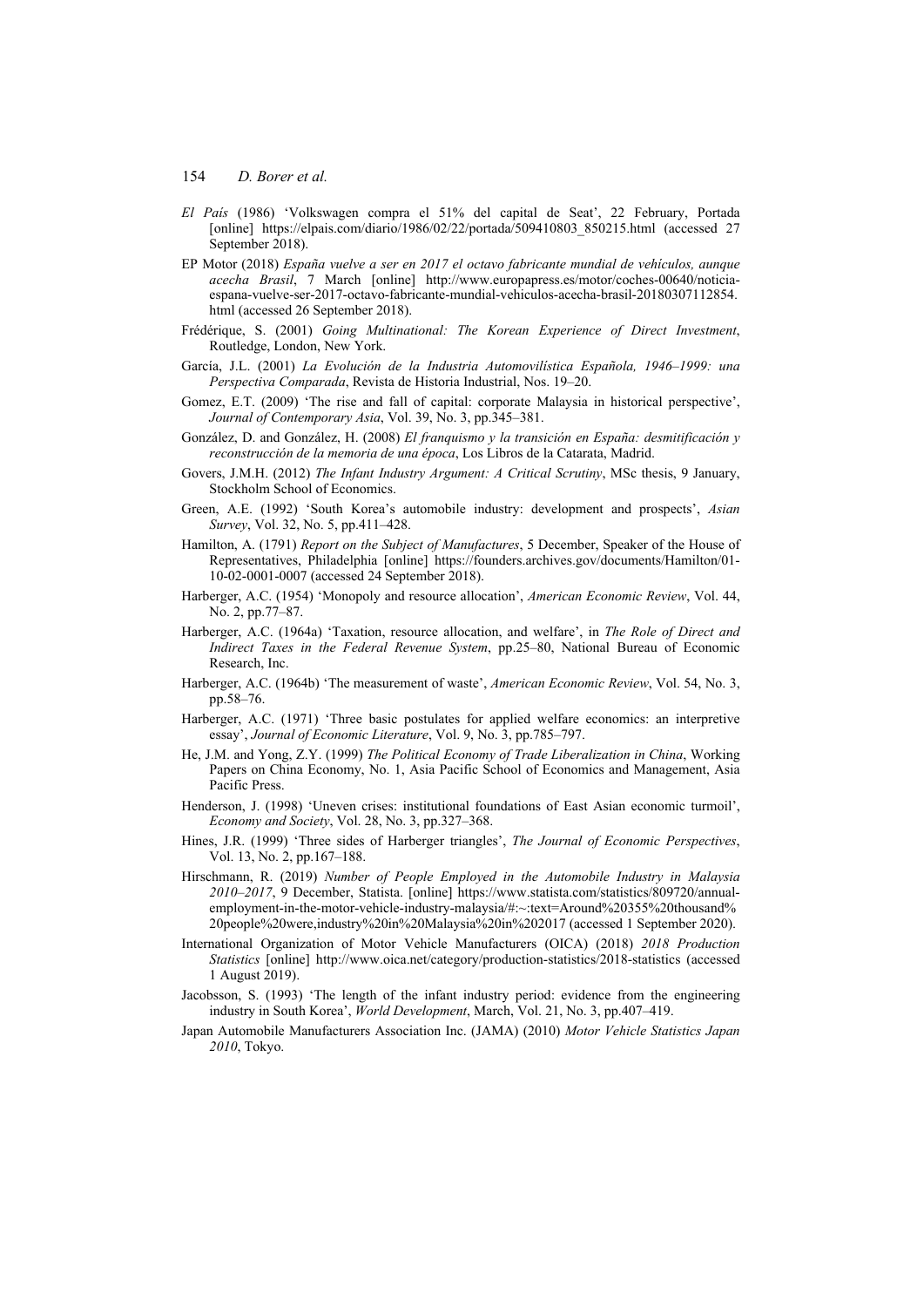*El País* (1986) 'Volkswagen compra el 51% del capital de Seat', 22 February, Portada [online] https://elpais.com/diario/1986/02/22/portada/509410803_850215.html (accessed 27 September 2018).

EP Motor (2018) *España vuelve a ser en 2017 el octavo fabricante mundial de vehículos, aunque acecha Brasil*, 7 March [online] http://www.europapress.es/motor/coches-00640/noticia-espana-vuelve-ser-2017-octavo-fabricante-mundial-vehiculos-acecha-brasil-20180307112854.html (accessed 26 September 2018).

Frédérique, S. (2001) *Going Multinational: The Korean Experience of Direct Investment*, Routledge, London, New York.

García, J.L. (2001) *La Evolución de la Industria Automovilística Española, 1946–1999: una Perspectiva Comparada*, Revista de Historia Industrial, Nos. 19–20.

Gomez, E.T. (2009) 'The rise and fall of capital: corporate Malaysia in historical perspective', *Journal of Contemporary Asia*, Vol. 39, No. 3, pp.345–381.

González, D. and González, H. (2008) *El franquismo y la transición en España: desmitificación y reconstrucción de la memoria de una época*, Los Libros de la Catarata, Madrid.

Govers, J.M.H. (2012) *The Infant Industry Argument: A Critical Scrutiny*, MSc thesis, 9 January, Stockholm School of Economics.

Green, A.E. (1992) 'South Korea's automobile industry: development and prospects', *Asian Survey*, Vol. 32, No. 5, pp.411–428.

Hamilton, A. (1791) *Report on the Subject of Manufactures*, 5 December, Speaker of the House of Representatives, Philadelphia [online] https://founders.archives.gov/documents/Hamilton/01-10-02-0001-0007 (accessed 24 September 2018).

Harberger, A.C. (1954) 'Monopoly and resource allocation', *American Economic Review*, Vol. 44, No. 2, pp.77–87.

Harberger, A.C. (1964a) 'Taxation, resource allocation, and welfare', in *The Role of Direct and Indirect Taxes in the Federal Revenue System*, pp.25–80, National Bureau of Economic Research, Inc.

Harberger, A.C. (1964b) 'The measurement of waste', *American Economic Review*, Vol. 54, No. 3, pp.58–76.

Harberger, A.C. (1971) 'Three basic postulates for applied welfare economics: an interpretive essay', *Journal of Economic Literature*, Vol. 9, No. 3, pp.785–797.

He, J.M. and Yong, Z.Y. (1999) *The Political Economy of Trade Liberalization in China*, Working Papers on China Economy, No. 1, Asia Pacific School of Economics and Management, Asia Pacific Press.

Henderson, J. (1998) 'Uneven crises: institutional foundations of East Asian economic turmoil', *Economy and Society*, Vol. 28, No. 3, pp.327–368.

Hines, J.R. (1999) 'Three sides of Harberger triangles', *The Journal of Economic Perspectives*, Vol. 13, No. 2, pp.167–188.

Hirschmann, R. (2019) *Number of People Employed in the Automobile Industry in Malaysia 2010–2017*, 9 December, Statista. [online] https://www.statista.com/statistics/809720/annual-employment-in-the-motor-vehicle-industry-malaysia/#:~:text=Around%20355%20thousand%20people%20were,industry%20in%20Malaysia%20in%202017 (accessed 1 September 2020).

International Organization of Motor Vehicle Manufacturers (OICA) (2018) *2018 Production Statistics* [online] http://www.oica.net/category/production-statistics/2018-statistics (accessed 1 August 2019).

Jacobsson, S. (1993) 'The length of the infant industry period: evidence from the engineering industry in South Korea', *World Development*, March, Vol. 21, No. 3, pp.407–419.

Japan Automobile Manufacturers Association Inc. (JAMA) (2010) *Motor Vehicle Statistics Japan 2010*, Tokyo.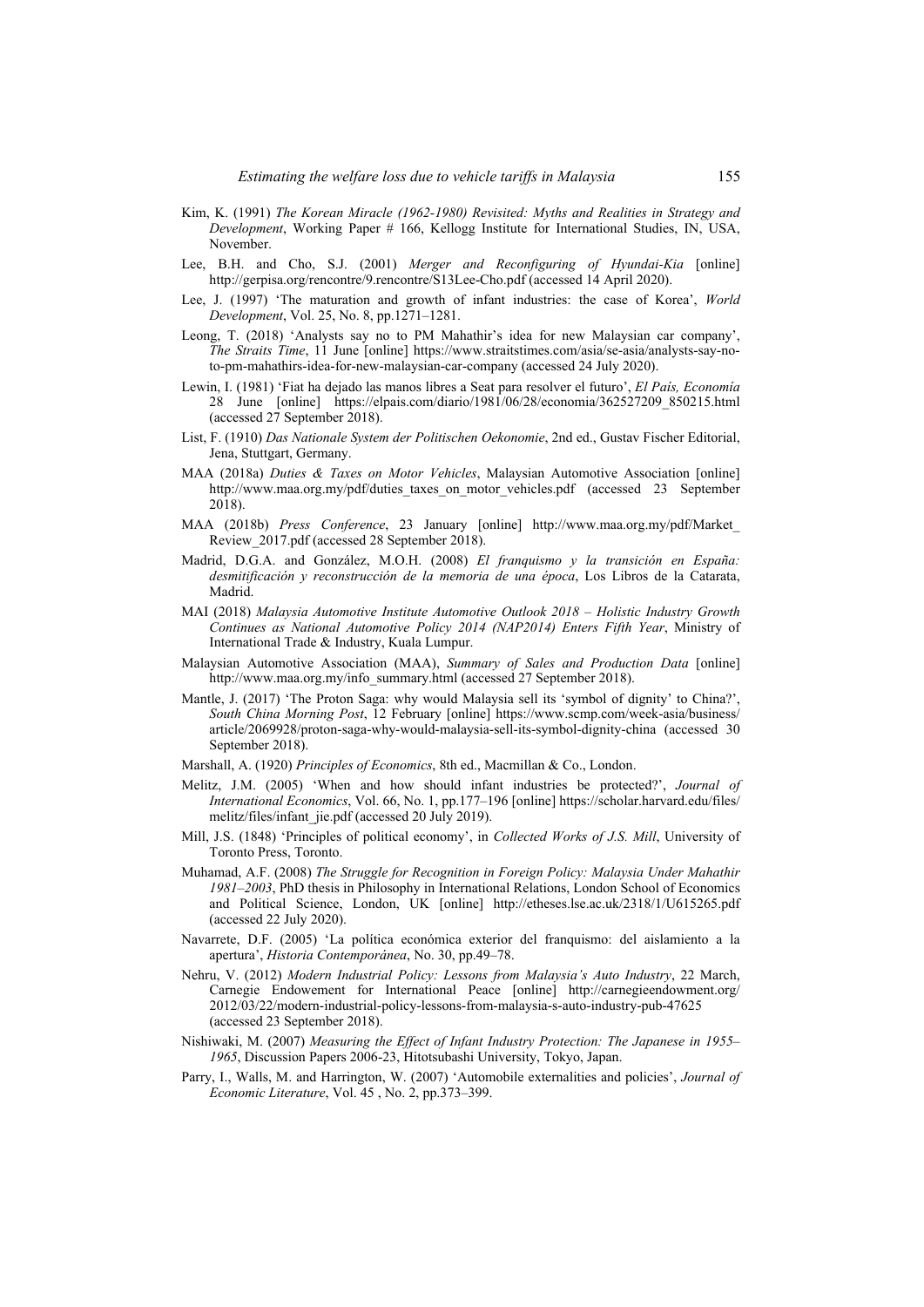Kim, K. (1991) *The Korean Miracle (1962-1980) Revisited: Myths and Realities in Strategy and Development*, Working Paper # 166, Kellogg Institute for International Studies, IN, USA, November.

Lee, B.H. and Cho, S.J. (2001) *Merger and Reconfiguring of Hyundai-Kia* [online] http://gerpisa.org/rencontre/9.rencontre/S13Lee-Cho.pdf (accessed 14 April 2020).

Lee, J. (1997) 'The maturation and growth of infant industries: the case of Korea', *World Development*, Vol. 25, No. 8, pp.1271–1281.

Leong, T. (2018) 'Analysts say no to PM Mahathir's idea for new Malaysian car company', *The Straits Time*, 11 June [online] https://www.straitstimes.com/asia/se-asia/analysts-say-no-to-pm-mahathirs-idea-for-new-malaysian-car-company (accessed 24 July 2020).

Lewin, I. (1981) 'Fiat ha dejado las manos libres a Seat para resolver el futuro', *El País, Economía* 28 June [online] https://elpais.com/diario/1981/06/28/economia/362527209_850215.html (accessed 27 September 2018).

List, F. (1910) *Das Nationale System der Politischen Oekonomie*, 2nd ed., Gustav Fischer Editorial, Jena, Stuttgart, Germany.

MAA (2018a) *Duties & Taxes on Motor Vehicles*, Malaysian Automotive Association [online] http://www.maa.org.my/pdf/duties_taxes_on_motor_vehicles.pdf (accessed 23 September 2018).

MAA (2018b) *Press Conference*, 23 January [online] http://www.maa.org.my/pdf/Market_Review_2017.pdf (accessed 28 September 2018).

Madrid, D.G.A. and González, M.O.H. (2008) *El franquismo y la transición en España: desmitificación y reconstrucción de la memoria de una época*, Los Libros de la Catarata, Madrid.

MAI (2018) *Malaysia Automotive Institute Automotive Outlook 2018 – Holistic Industry Growth Continues as National Automotive Policy 2014 (NAP2014) Enters Fifth Year*, Ministry of International Trade & Industry, Kuala Lumpur.

Malaysian Automotive Association (MAA), *Summary of Sales and Production Data* [online] http://www.maa.org.my/info_summary.html (accessed 27 September 2018).

Mantle, J. (2017) 'The Proton Saga: why would Malaysia sell its 'symbol of dignity' to China?', *South China Morning Post*, 12 February [online] https://www.scmp.com/week-asia/business/article/2069928/proton-saga-why-would-malaysia-sell-its-symbol-dignity-china (accessed 30 September 2018).

Marshall, A. (1920) *Principles of Economics*, 8th ed., Macmillan & Co., London.

Melitz, J.M. (2005) 'When and how should infant industries be protected?', *Journal of International Economics*, Vol. 66, No. 1, pp.177–196 [online] https://scholar.harvard.edu/files/melitz/files/infant_jie.pdf (accessed 20 July 2019).

Mill, J.S. (1848) 'Principles of political economy', in *Collected Works of J.S. Mill*, University of Toronto Press, Toronto.

Muhamad, A.F. (2008) *The Struggle for Recognition in Foreign Policy: Malaysia Under Mahathir 1981–2003*, PhD thesis in Philosophy in International Relations, London School of Economics and Political Science, London, UK [online] http://etheses.lse.ac.uk/2318/1/U615265.pdf (accessed 22 July 2020).

Navarrete, D.F. (2005) 'La política económica exterior del franquismo: del aislamiento a la apertura', *Historia Contemporánea*, No. 30, pp.49–78.

Nehru, V. (2012) *Modern Industrial Policy: Lessons from Malaysia's Auto Industry*, 22 March, Carnegie Endowement for International Peace [online] http://carnegieendowment.org/2012/03/22/modern-industrial-policy-lessons-from-malaysia-s-auto-industry-pub-47625 (accessed 23 September 2018).

Nishiwaki, M. (2007) *Measuring the Effect of Infant Industry Protection: The Japanese in 1955–1965*, Discussion Papers 2006-23, Hitotsubashi University, Tokyo, Japan.

Parry, I., Walls, M. and Harrington, W. (2007) 'Automobile externalities and policies', *Journal of Economic Literature*, Vol. 45 , No. 2, pp.373–399.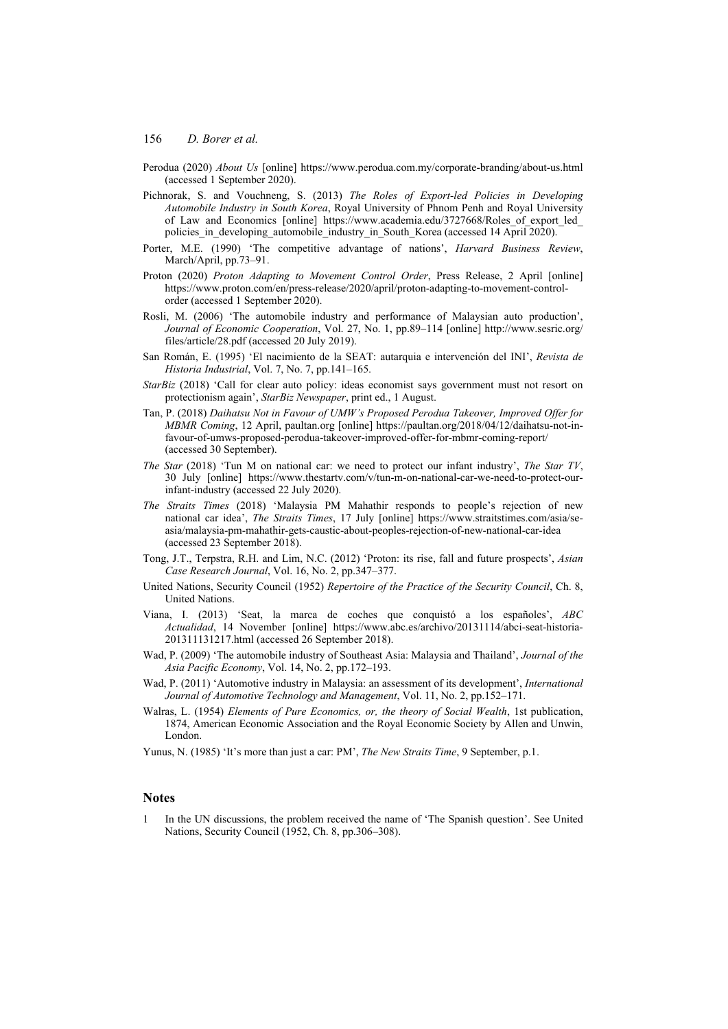Perodua (2020) *About Us* [online] https://www.perodua.com.my/corporate-branding/about-us.html (accessed 1 September 2020).

Pichnorak, S. and Vouchneng, S. (2013) *The Roles of Export-led Policies in Developing Automobile Industry in South Korea*, Royal University of Phnom Penh and Royal University of Law and Economics [online] https://www.academia.edu/3727668/Roles_of_export_led_policies_in_developing_automobile_industry_in_South_Korea (accessed 14 April 2020).

Porter, M.E. (1990) 'The competitive advantage of nations', *Harvard Business Review*, March/April, pp.73–91.

Proton (2020) *Proton Adapting to Movement Control Order*, Press Release, 2 April [online] https://www.proton.com/en/press-release/2020/april/proton-adapting-to-movement-control-order (accessed 1 September 2020).

Rosli, M. (2006) 'The automobile industry and performance of Malaysian auto production', *Journal of Economic Cooperation*, Vol. 27, No. 1, pp.89–114 [online] http://www.sesric.org/files/article/28.pdf (accessed 20 July 2019).

San Román, E. (1995) 'El nacimiento de la SEAT: autarquia e intervención del INI', *Revista de Historia Industrial*, Vol. 7, No. 7, pp.141–165.

*StarBiz* (2018) 'Call for clear auto policy: ideas economist says government must not resort on protectionism again', *StarBiz Newspaper*, print ed., 1 August.

Tan, P. (2018) *Daihatsu Not in Favour of UMW's Proposed Perodua Takeover, Improved Offer for MBMR Coming*, 12 April, paultan.org [online] https://paultan.org/2018/04/12/daihatsu-not-in-favour-of-umws-proposed-perodua-takeover-improved-offer-for-mbmr-coming-report/ (accessed 30 September).

*The Star* (2018) 'Tun M on national car: we need to protect our infant industry', *The Star TV*, 30 July [online] https://www.thestartv.com/v/tun-m-on-national-car-we-need-to-protect-our-infant-industry (accessed 22 July 2020).

*The Straits Times* (2018) 'Malaysia PM Mahathir responds to people's rejection of new national car idea', *The Straits Times*, 17 July [online] https://www.straitstimes.com/asia/se-asia/malaysia-pm-mahathir-gets-caustic-about-peoples-rejection-of-new-national-car-idea (accessed 23 September 2018).

Tong, J.T., Terpstra, R.H. and Lim, N.C. (2012) 'Proton: its rise, fall and future prospects', *Asian Case Research Journal*, Vol. 16, No. 2, pp.347–377.

United Nations, Security Council (1952) *Repertoire of the Practice of the Security Council*, Ch. 8, United Nations.

Viana, I. (2013) 'Seat, la marca de coches que conquistó a los españoles', *ABC Actualidad*, 14 November [online] https://www.abc.es/archivo/20131114/abci-seat-historia-201311131217.html (accessed 26 September 2018).

Wad, P. (2009) 'The automobile industry of Southeast Asia: Malaysia and Thailand', *Journal of the Asia Pacific Economy*, Vol. 14, No. 2, pp.172–193.

Wad, P. (2011) 'Automotive industry in Malaysia: an assessment of its development', *International Journal of Automotive Technology and Management*, Vol. 11, No. 2, pp.152–171.

Walras, L. (1954) *Elements of Pure Economics, or, the theory of Social Wealth*, 1st publication, 1874, American Economic Association and the Royal Economic Society by Allen and Unwin, London.

Yunus, N. (1985) 'It's more than just a car: PM', *The New Straits Time*, 9 September, p.1.

## Notes

1 In the UN discussions, the problem received the name of 'The Spanish question'. See United Nations, Security Council (1952, Ch. 8, pp.306–308).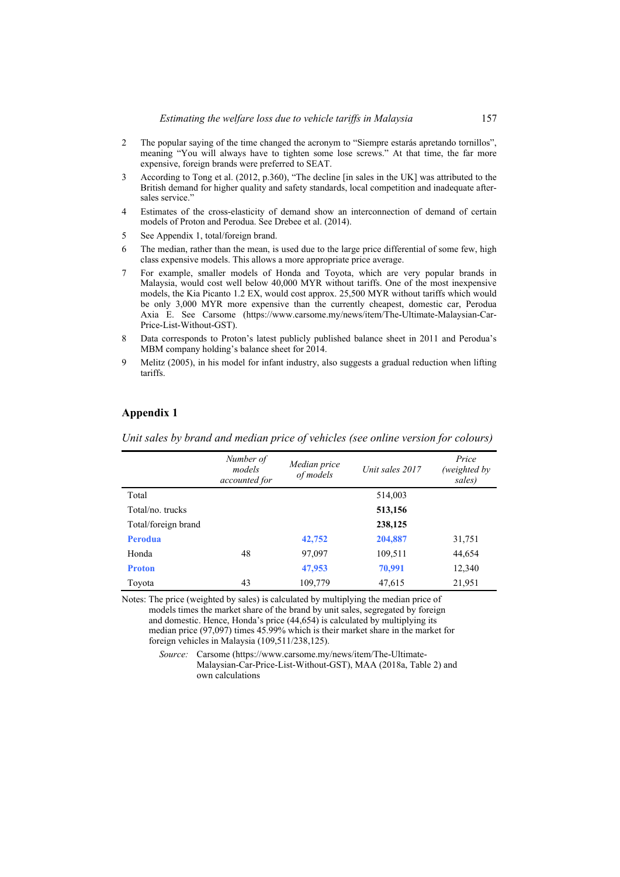2 The popular saying of the time changed the acronym to "Siempre estarás apretando tornillos", meaning "You will always have to tighten some lose screws." At that time, the far more expensive, foreign brands were preferred to SEAT.

3 According to Tong et al. (2012, p.360), "The decline [in sales in the UK] was attributed to the British demand for higher quality and safety standards, local competition and inadequate after-sales service."

4 Estimates of the cross-elasticity of demand show an interconnection of demand of certain models of Proton and Perodua. See Drebee et al. (2014).

5 See Appendix 1, total/foreign brand.

6 The median, rather than the mean, is used due to the large price differential of some few, high class expensive models. This allows a more appropriate price average.

7 For example, smaller models of Honda and Toyota, which are very popular brands in Malaysia, would cost well below 40,000 MYR without tariffs. One of the most inexpensive models, the Kia Picanto 1.2 EX, would cost approx. 25,500 MYR without tariffs which would be only 3,000 MYR more expensive than the currently cheapest, domestic car, Perodua Axia E. See Carsome (https://www.carsome.my/news/item/The-Ultimate-Malaysian-Car-Price-List-Without-GST).

8 Data corresponds to Proton's latest publicly published balance sheet in 2011 and Perodua's MBM company holding's balance sheet for 2014.

9 Melitz (2005), in his model for infant industry, also suggests a gradual reduction when lifting tariffs.

## Appendix 1

*Unit sales by brand and median price of vehicles (see online version for colours)*

| | *Number of models accounted for* | *Median price of models* | *Unit sales 2017* | *Price (weighted by sales)* |
|---|---|---|---|---|
| Total | | | 514,003 | |
| Total/no. trucks | | | **513,156** | |
| Total/foreign brand | | | **238,125** | |
| **Perodua** | | **42,752** | **204,887** | 31,751 |
| Honda | 48 | 97,097 | 109,511 | 44,654 |
| **Proton** | | **47,953** | **70,991** | 12,340 |
| Toyota | 43 | 109,779 | 47,615 | 21,951 |

Notes: The price (weighted by sales) is calculated by multiplying the median price of models times the market share of the brand by unit sales, segregated by foreign and domestic. Hence, Honda's price (44,654) is calculated by multiplying its median price (97,097) times 45.99% which is their market share in the market for foreign vehicles in Malaysia (109,511/238,125).

*Source:* Carsome (https://www.carsome.my/news/item/The-Ultimate-Malaysian-Car-Price-List-Without-GST), MAA (2018a, Table 2) and own calculations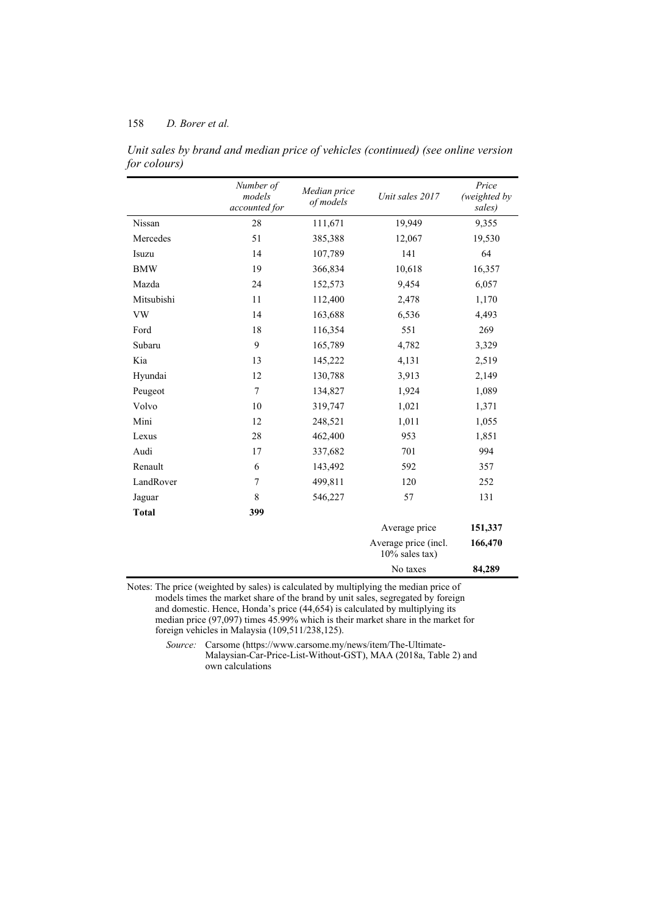*Unit sales by brand and median price of vehicles (continued) (see online version for colours)*

| | *Number of models accounted for* | *Median price of models* | *Unit sales 2017* | *Price (weighted by sales)* |
|---|---|---|---|---|
| Nissan | 28 | 111,671 | 19,949 | 9,355 |
| Mercedes | 51 | 385,388 | 12,067 | 19,530 |
| Isuzu | 14 | 107,789 | 141 | 64 |
| BMW | 19 | 366,834 | 10,618 | 16,357 |
| Mazda | 24 | 152,573 | 9,454 | 6,057 |
| Mitsubishi | 11 | 112,400 | 2,478 | 1,170 |
| VW | 14 | 163,688 | 6,536 | 4,493 |
| Ford | 18 | 116,354 | 551 | 269 |
| Subaru | 9 | 165,789 | 4,782 | 3,329 |
| Kia | 13 | 145,222 | 4,131 | 2,519 |
| Hyundai | 12 | 130,788 | 3,913 | 2,149 |
| Peugeot | 7 | 134,827 | 1,924 | 1,089 |
| Volvo | 10 | 319,747 | 1,021 | 1,371 |
| Mini | 12 | 248,521 | 1,011 | 1,055 |
| Lexus | 28 | 462,400 | 953 | 1,851 |
| Audi | 17 | 337,682 | 701 | 994 |
| Renault | 6 | 143,492 | 592 | 357 |
| LandRover | 7 | 499,811 | 120 | 252 |
| Jaguar | 8 | 546,227 | 57 | 131 |
| **Total** | **399** | | | |
| | | | Average price | **151,337** |
| | | | Average price (incl. 10% sales tax) | **166,470** |
| | | | No taxes | **84,289** |

Notes: The price (weighted by sales) is calculated by multiplying the median price of models times the market share of the brand by unit sales, segregated by foreign and domestic. Hence, Honda's price (44,654) is calculated by multiplying its median price (97,097) times 45.99% which is their market share in the market for foreign vehicles in Malaysia (109,511/238,125).

*Source:* Carsome (https://www.carsome.my/news/item/The-Ultimate-Malaysian-Car-Price-List-Without-GST), MAA (2018a, Table 2) and own calculations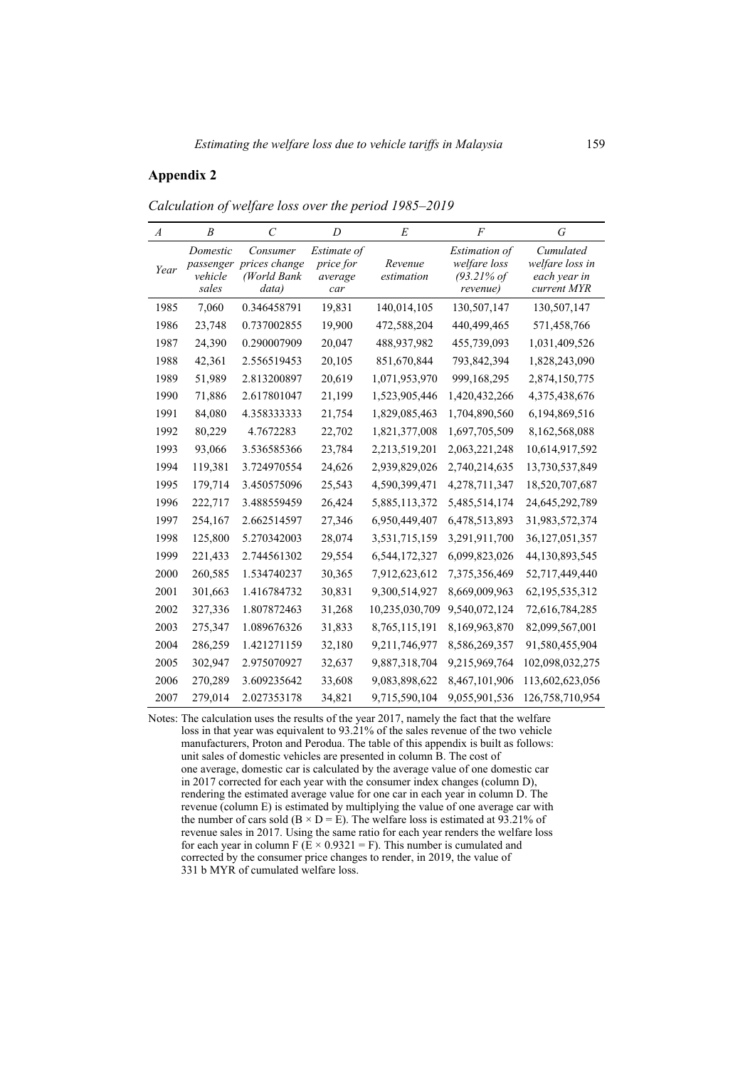## Appendix 2

*Calculation of welfare loss over the period 1985–2019*

| *A* | *B* | *C* | *D* | *E* | *F* | *G* |
|---|---|---|---|---|---|---|
| *Year* | *Domestic passenger vehicle sales* | *Consumer prices change (World Bank data)* | *Estimate of price for average car* | *Revenue estimation* | *Estimation of welfare loss (93.21% of revenue)* | *Cumulated welfare loss in each year in current MYR* |
| 1985 | 7,060 | 0.346458791 | 19,831 | 140,014,105 | 130,507,147 | 130,507,147 |
| 1986 | 23,748 | 0.737002855 | 19,900 | 472,588,204 | 440,499,465 | 571,458,766 |
| 1987 | 24,390 | 0.290007909 | 20,047 | 488,937,982 | 455,739,093 | 1,031,409,526 |
| 1988 | 42,361 | 2.556519453 | 20,105 | 851,670,844 | 793,842,394 | 1,828,243,090 |
| 1989 | 51,989 | 2.813200897 | 20,619 | 1,071,953,970 | 999,168,295 | 2,874,150,775 |
| 1990 | 71,886 | 2.617801047 | 21,199 | 1,523,905,446 | 1,420,432,266 | 4,375,438,676 |
| 1991 | 84,080 | 4.358333333 | 21,754 | 1,829,085,463 | 1,704,890,560 | 6,194,869,516 |
| 1992 | 80,229 | 4.7672283 | 22,702 | 1,821,377,008 | 1,697,705,509 | 8,162,568,088 |
| 1993 | 93,066 | 3.536585366 | 23,784 | 2,213,519,201 | 2,063,221,248 | 10,614,917,592 |
| 1994 | 119,381 | 3.724970554 | 24,626 | 2,939,829,026 | 2,740,214,635 | 13,730,537,849 |
| 1995 | 179,714 | 3.450575096 | 25,543 | 4,590,399,471 | 4,278,711,347 | 18,520,707,687 |
| 1996 | 222,717 | 3.488559459 | 26,424 | 5,885,113,372 | 5,485,514,174 | 24,645,292,789 |
| 1997 | 254,167 | 2.662514597 | 27,346 | 6,950,449,407 | 6,478,513,893 | 31,983,572,374 |
| 1998 | 125,800 | 5.270342003 | 28,074 | 3,531,715,159 | 3,291,911,700 | 36,127,051,357 |
| 1999 | 221,433 | 2.744561302 | 29,554 | 6,544,172,327 | 6,099,823,026 | 44,130,893,545 |
| 2000 | 260,585 | 1.534740237 | 30,365 | 7,912,623,612 | 7,375,356,469 | 52,717,449,440 |
| 2001 | 301,663 | 1.416784732 | 30,831 | 9,300,514,927 | 8,669,009,963 | 62,195,535,312 |
| 2002 | 327,336 | 1.807872463 | 31,268 | 10,235,030,709 | 9,540,072,124 | 72,616,784,285 |
| 2003 | 275,347 | 1.089676326 | 31,833 | 8,765,115,191 | 8,169,963,870 | 82,099,567,001 |
| 2004 | 286,259 | 1.421271159 | 32,180 | 9,211,746,977 | 8,586,269,357 | 91,580,455,904 |
| 2005 | 302,947 | 2.975070927 | 32,637 | 9,887,318,704 | 9,215,969,764 | 102,098,032,275 |
| 2006 | 270,289 | 3.609235642 | 33,608 | 9,083,898,622 | 8,467,101,906 | 113,602,623,056 |
| 2007 | 279,014 | 2.027353178 | 34,821 | 9,715,590,104 | 9,055,901,536 | 126,758,710,954 |

Notes: The calculation uses the results of the year 2017, namely the fact that the welfare loss in that year was equivalent to 93.21% of the sales revenue of the two vehicle manufacturers, Proton and Perodua. The table of this appendix is built as follows: unit sales of domestic vehicles are presented in column B. The cost of one average, domestic car is calculated by the average value of one domestic car in 2017 corrected for each year with the consumer index changes (column D), rendering the estimated average value for one car in each year in column D. The revenue (column E) is estimated by multiplying the value of one average car with the number of cars sold ($B \times D = E$). The welfare loss is estimated at 93.21% of revenue sales in 2017. Using the same ratio for each year renders the welfare loss for each year in column F ($E \times 0.9321 = F$). This number is cumulated and corrected by the consumer price changes to render, in 2019, the value of 331 b MYR of cumulated welfare loss.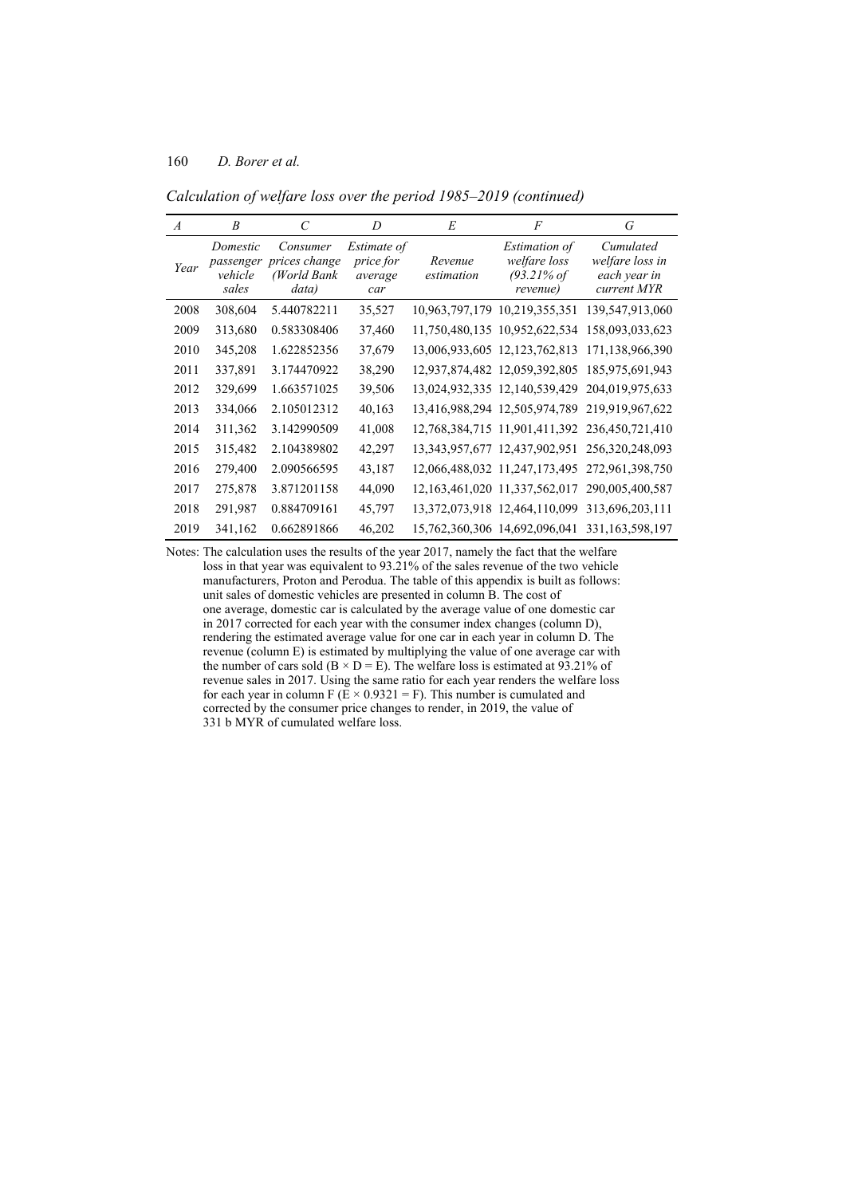*Calculation of welfare loss over the period 1985–2019 (continued)*

| *A* | *B* | *C* | *D* | *E* | *F* | *G* |
|---|---|---|---|---|---|---|
| *Year* | *Domestic passenger vehicle sales* | *Consumer prices change (World Bank data)* | *Estimate of price for average car* | *Revenue estimation* | *Estimation of welfare loss (93.21% of revenue)* | *Cumulated welfare loss in each year in current MYR* |
| 2008 | 308,604 | 5.440782211 | 35,527 | 10,963,797,179 | 10,219,355,351 | 139,547,913,060 |
| 2009 | 313,680 | 0.583308406 | 37,460 | 11,750,480,135 | 10,952,622,534 | 158,093,033,623 |
| 2010 | 345,208 | 1.622852356 | 37,679 | 13,006,933,605 | 12,123,762,813 | 171,138,966,390 |
| 2011 | 337,891 | 3.174470922 | 38,290 | 12,937,874,482 | 12,059,392,805 | 185,975,691,943 |
| 2012 | 329,699 | 1.663571025 | 39,506 | 13,024,932,335 | 12,140,539,429 | 204,019,975,633 |
| 2013 | 334,066 | 2.105012312 | 40,163 | 13,416,988,294 | 12,505,974,789 | 219,919,967,622 |
| 2014 | 311,362 | 3.142990509 | 41,008 | 12,768,384,715 | 11,901,411,392 | 236,450,721,410 |
| 2015 | 315,482 | 2.104389802 | 42,297 | 13,343,957,677 | 12,437,902,951 | 256,320,248,093 |
| 2016 | 279,400 | 2.090566595 | 43,187 | 12,066,488,032 | 11,247,173,495 | 272,961,398,750 |
| 2017 | 275,878 | 3.871201158 | 44,090 | 12,163,461,020 | 11,337,562,017 | 290,005,400,587 |
| 2018 | 291,987 | 0.884709161 | 45,797 | 13,372,073,918 | 12,464,110,099 | 313,696,203,111 |
| 2019 | 341,162 | 0.662891866 | 46,202 | 15,762,360,306 | 14,692,096,041 | 331,163,598,197 |

Notes: The calculation uses the results of the year 2017, namely the fact that the welfare loss in that year was equivalent to 93.21% of the sales revenue of the two vehicle manufacturers, Proton and Perodua. The table of this appendix is built as follows: unit sales of domestic vehicles are presented in column B. The cost of one average, domestic car is calculated by the average value of one domestic car in 2017 corrected for each year with the consumer index changes (column D), rendering the estimated average value for one car in each year in column D. The revenue (column E) is estimated by multiplying the value of one average car with the number of cars sold ($B \times D = E$). The welfare loss is estimated at 93.21% of revenue sales in 2017. Using the same ratio for each year renders the welfare loss for each year in column F ($E \times 0.9321 = F$). This number is cumulated and corrected by the consumer price changes to render, in 2019, the value of 331 b MYR of cumulated welfare loss.